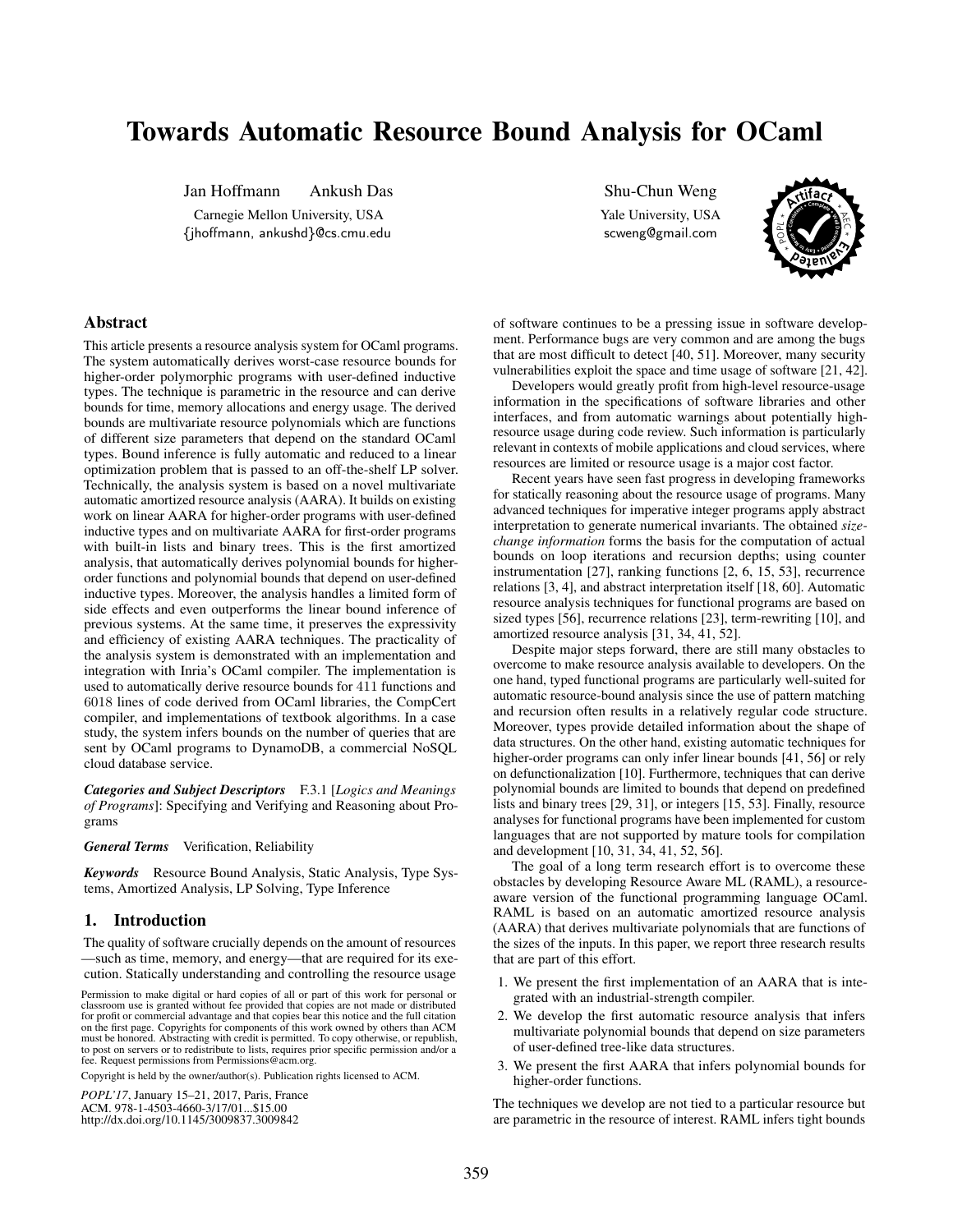# Towards Automatic Resource Bound Analysis for OCaml

Jan Hoffmann  Ankush Das
Carnegie Mellon University, USA
{jhoffmann, ankushd}@cs.cmu.edu

Shu-Chun Weng
Yale University, USA
scweng@gmail.com

## Abstract

This article presents a resource analysis system for OCaml programs. The system automatically derives worst-case resource bounds for higher-order polymorphic programs with user-defined inductive types. The technique is parametric in the resource and can derive bounds for time, memory allocations and energy usage. The derived bounds are multivariate resource polynomials which are functions of different size parameters that depend on the standard OCaml types. Bound inference is fully automatic and reduced to a linear optimization problem that is passed to an off-the-shelf LP solver. Technically, the analysis system is based on a novel multivariate automatic amortized resource analysis (AARA). It builds on existing work on linear AARA for higher-order programs with user-defined inductive types and on multivariate AARA for first-order programs with built-in lists and binary trees. This is the first amortized analysis, that automatically derives polynomial bounds for higher-order functions and polynomial bounds that depend on user-defined inductive types. Moreover, the analysis handles a limited form of side effects and even outperforms the linear bound inference of previous systems. At the same time, it preserves the expressivity and efficiency of existing AARA techniques. The practicality of the analysis system is demonstrated with an implementation and integration with Inria's OCaml compiler. The implementation is used to automatically derive resource bounds for 411 functions and 6018 lines of code derived from OCaml libraries, the CompCert compiler, and implementations of textbook algorithms. In a case study, the system infers bounds on the number of queries that are sent by OCaml programs to DynamoDB, a commercial NoSQL cloud database service.

***Categories and Subject Descriptors*** F.3.1 [*Logics and Meanings of Programs*]: Specifying and Verifying and Reasoning about Programs

***General Terms*** Verification, Reliability

***Keywords*** Resource Bound Analysis, Static Analysis, Type Systems, Amortized Analysis, LP Solving, Type Inference

## 1. Introduction

The quality of software crucially depends on the amount of resources —such as time, memory, and energy—that are required for its execution. Statically understanding and controlling the resource usage of software continues to be a pressing issue in software development. Performance bugs are very common and are among the bugs that are most difficult to detect [40, 51]. Moreover, many security vulnerabilities exploit the space and time usage of software [21, 42].

Developers would greatly profit from high-level resource-usage information in the specifications of software libraries and other interfaces, and from automatic warnings about potentially high-resource usage during code review. Such information is particularly relevant in contexts of mobile applications and cloud services, where resources are limited or resource usage is a major cost factor.

Recent years have seen fast progress in developing frameworks for statically reasoning about the resource usage of programs. Many advanced techniques for imperative integer programs apply abstract interpretation to generate numerical invariants. The obtained *size-change information* forms the basis for the computation of actual bounds on loop iterations and recursion depths; using counter instrumentation [27], ranking functions [2, 6, 15, 53], recurrence relations [3, 4], and abstract interpretation itself [18, 60]. Automatic resource analysis techniques for functional programs are based on sized types [56], recurrence relations [23], term-rewriting [10], and amortized resource analysis [31, 34, 41, 52].

Despite major steps forward, there are still many obstacles to overcome to make resource analysis available to developers. On the one hand, typed functional programs are particularly well-suited for automatic resource-bound analysis since the use of pattern matching and recursion often results in a relatively regular code structure. Moreover, types provide detailed information about the shape of data structures. On the other hand, existing automatic techniques for higher-order programs can only infer linear bounds [41, 56] or rely on defunctionalization [10]. Furthermore, techniques that can derive polynomial bounds are limited to bounds that depend on predefined lists and binary trees [29, 31], or integers [15, 53]. Finally, resource analyses for functional programs have been implemented for custom languages that are not supported by mature tools for compilation and development [10, 31, 34, 41, 52, 56].

The goal of a long term research effort is to overcome these obstacles by developing Resource Aware ML (RAML), a resource-aware version of the functional programming language OCaml. RAML is based on an automatic amortized resource analysis (AARA) that derives multivariate polynomials that are functions of the sizes of the inputs. In this paper, we report three research results that are part of this effort.

1. We present the first implementation of an AARA that is integrated with an industrial-strength compiler.
2. We develop the first automatic resource analysis that infers multivariate polynomial bounds that depend on size parameters of user-defined tree-like data structures.
3. We present the first AARA that infers polynomial bounds for higher-order functions.

The techniques we develop are not tied to a particular resource but are parametric in the resource of interest. RAML infers tight bounds

Permission to make digital or hard copies of all or part of this work for personal or classroom use is granted without fee provided that copies are not made or distributed for profit or commercial advantage and that copies bear this notice and the full citation on the first page. Copyrights for components of this work owned by others than ACM must be honored. Abstracting with credit is permitted. To copy otherwise, or republish, to post on servers or to redistribute to lists, requires prior specific permission and/or a fee. Request permissions from Permissions@acm.org.

Copyright is held by the owner/author(s). Publication rights licensed to ACM.

*POPL'17*, January 15–21, 2017, Paris, France
ACM. 978-1-4503-4660-3/17/01...$15.00
http://dx.doi.org/10.1145/3009837.3009842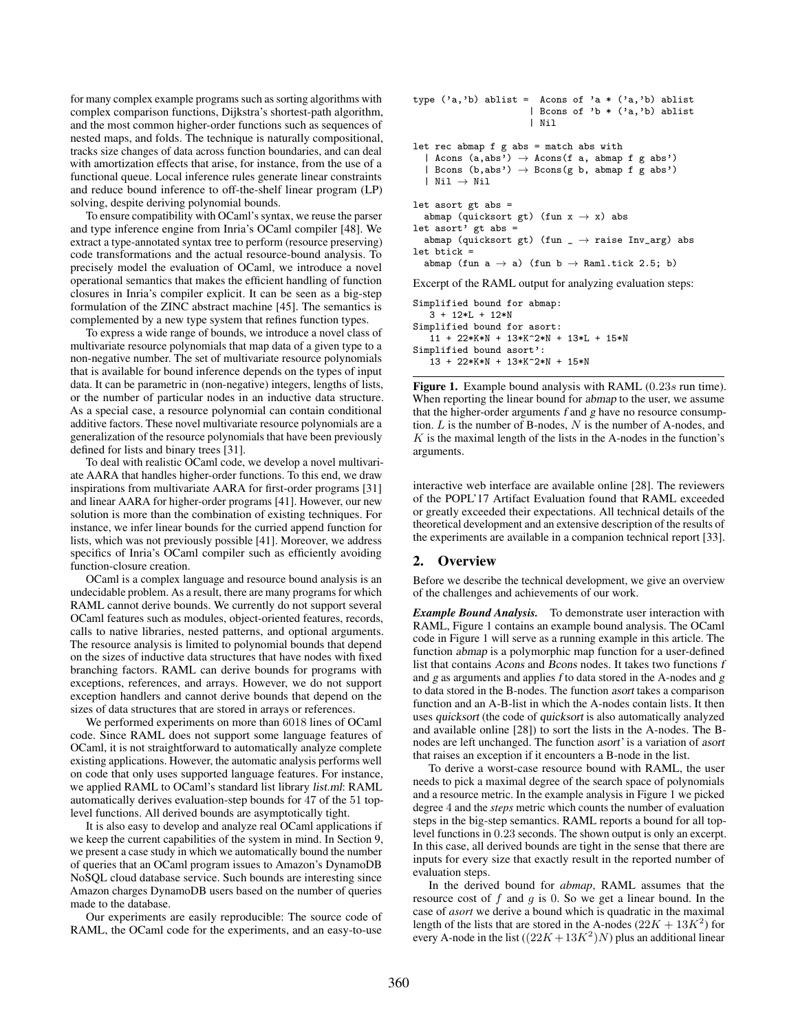for many complex example programs such as sorting algorithms with complex comparison functions, Dijkstra's shortest-path algorithm, and the most common higher-order functions such as sequences of nested maps, and folds. The technique is naturally compositional, tracks size changes of data across function boundaries, and can deal with amortization effects that arise, for instance, from the use of a functional queue. Local inference rules generate linear constraints and reduce bound inference to off-the-shelf linear program (LP) solving, despite deriving polynomial bounds.

To ensure compatibility with OCaml's syntax, we reuse the parser and type inference engine from Inria's OCaml compiler [48]. We extract a type-annotated syntax tree to perform (resource preserving) code transformations and the actual resource-bound analysis. To precisely model the evaluation of OCaml, we introduce a novel operational semantics that makes the efficient handling of function closures in Inria's compiler explicit. It can be seen as a big-step formulation of the ZINC abstract machine [45]. The semantics is complemented by a new type system that refines function types.

To express a wide range of bounds, we introduce a novel class of multivariate resource polynomials that map data of a given type to a non-negative number. The set of multivariate resource polynomials that is available for bound inference depends on the types of input data. It can be parametric in (non-negative) integers, lengths of lists, or the number of particular nodes in an inductive data structure. As a special case, a resource polynomial can contain conditional additive factors. These novel multivariate resource polynomials are a generalization of the resource polynomials that have been previously defined for lists and binary trees [31].

To deal with realistic OCaml code, we develop a novel multivariate AARA that handles higher-order functions. To this end, we draw inspirations from multivariate AARA for first-order programs [31] and linear AARA for higher-order programs [41]. However, our new solution is more than the combination of existing techniques. For instance, we infer linear bounds for the curried append function for lists, which was not previously possible [41]. Moreover, we address specifics of Inria's OCaml compiler such as efficiently avoiding function-closure creation.

OCaml is a complex language and resource bound analysis is an undecidable problem. As a result, there are many programs for which RAML cannot derive bounds. We currently do not support several OCaml features such as modules, object-oriented features, records, calls to native libraries, nested patterns, and optional arguments. The resource analysis is limited to polynomial bounds that depend on the sizes of inductive data structures that have nodes with fixed branching factors. RAML can derive bounds for programs with exceptions, references, and arrays. However, we do not support exception handlers and cannot derive bounds that depend on the sizes of data structures that are stored in arrays or references.

We performed experiments on more than 6018 lines of OCaml code. Since RAML does not support some language features of OCaml, it is not straightforward to automatically analyze complete existing applications. However, the automatic analysis performs well on code that only uses supported language features. For instance, we applied RAML to OCaml's standard list library *list.ml*: RAML automatically derives evaluation-step bounds for 47 of the 51 top-level functions. All derived bounds are asymptotically tight.

It is also easy to develop and analyze real OCaml applications if we keep the current capabilities of the system in mind. In Section 9, we present a case study in which we automatically bound the number of queries that an OCaml program issues to Amazon's DynamoDB NoSQL cloud database service. Such bounds are interesting since Amazon charges DynamoDB users based on the number of queries made to the database.

Our experiments are easily reproducible: The source code of RAML, the OCaml code for the experiments, and an easy-to-use interactive web interface are available online [28]. The reviewers of the POPL'17 Artifact Evaluation found that RAML exceeded or greatly exceeded their expectations. All technical details of the theoretical development and an extensive description of the results of the experiments are available in a companion technical report [33].

```
type ('a,'b) ablist =  Acons of 'a * ('a,'b) ablist
                     | Bcons of 'b * ('a,'b) ablist
                     | Nil

let rec abmap f g abs = match abs with
  | Acons (a,abs') → Acons(f a, abmap f g abs')
  | Bcons (b,abs') → Bcons(g b, abmap f g abs')
  | Nil → Nil

let asort gt abs =
  abmap (quicksort gt) (fun x → x) abs
let asort' gt abs =
  abmap (quicksort gt) (fun _ → raise Inv_arg) abs
let btick =
  abmap (fun a → a) (fun b → Raml.tick 2.5; b)
```

Excerpt of the RAML output for analyzing evaluation steps:

```
Simplified bound for abmap:
   3 + 12*L + 12*N
Simplified bound for asort:
   11 + 22*K*N + 13*K^2*N + 13*L + 15*N
Simplified bound asort':
   13 + 22*K*N + 13*K^2*N + 15*N
```

**Figure 1.** Example bound analysis with RAML ($0.23s$ run time). When reporting the linear bound for *abmap* to the user, we assume that the higher-order arguments *f* and *g* have no resource consumption. $L$ is the number of B-nodes, $N$ is the number of A-nodes, and $K$ is the maximal length of the lists in the A-nodes in the function's arguments.

## 2. Overview

Before we describe the technical development, we give an overview of the challenges and achievements of our work.

***Example Bound Analysis.*** To demonstrate user interaction with RAML, Figure 1 contains an example bound analysis. The OCaml code in Figure 1 will serve as a running example in this article. The function *abmap* is a polymorphic map function for a user-defined list that contains *Acons* and *Bcons* nodes. It takes two functions *f* and *g* as arguments and applies *f* to data stored in the A-nodes and *g* to data stored in the B-nodes. The function *asort* takes a comparison function and an A-B-list in which the A-nodes contain lists. It then uses *quicksort* (the code of *quicksort* is also automatically analyzed and available online [28]) to sort the lists in the A-nodes. The B-nodes are left unchanged. The function *asort'* is a variation of *asort* that raises an exception if it encounters a B-node in the list.

To derive a worst-case resource bound with RAML, the user needs to pick a maximal degree of the search space of polynomials and a resource metric. In the example analysis in Figure 1 we picked degree 4 and the *steps* metric which counts the number of evaluation steps in the big-step semantics. RAML reports a bound for all top-level functions in $0.23$ seconds. The shown output is only an excerpt. In this case, all derived bounds are tight in the sense that there are inputs for every size that exactly result in the reported number of evaluation steps.

In the derived bound for *abmap*, RAML assumes that the resource cost of $f$ and $g$ is 0. So we get a linear bound. In the case of *asort* we derive a bound which is quadratic in the maximal length of the lists that are stored in the A-nodes ($22K + 13K^2$) for every A-node in the list ($(22K + 13K^2)N$) plus an additional linear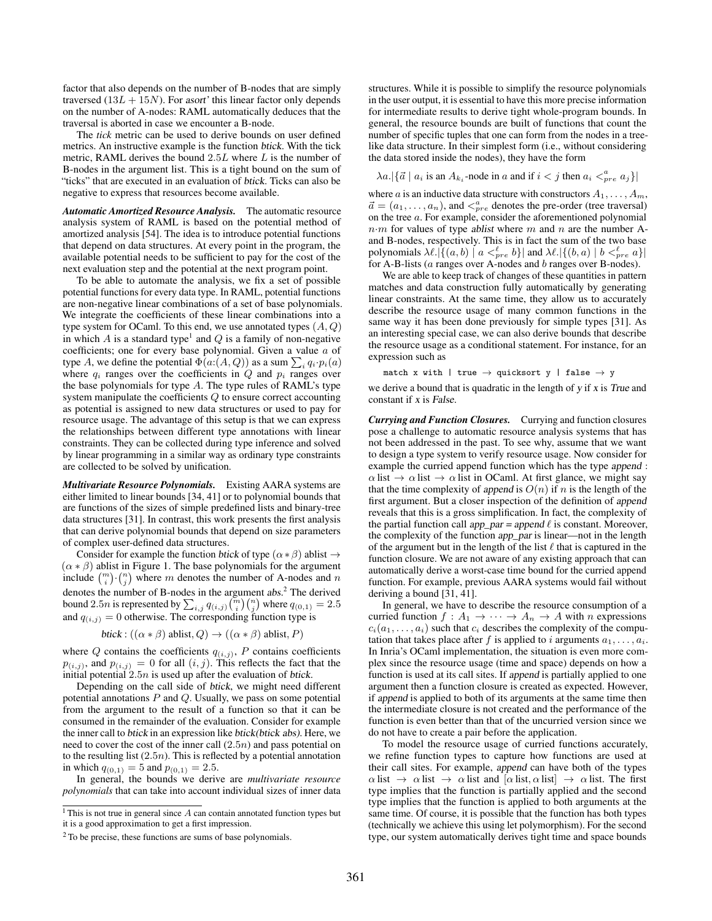factor that also depends on the number of B-nodes that are simply traversed ($13L + 15N$). For *asort'* this linear factor only depends on the number of A-nodes: RAML automatically deduces that the traversal is aborted in case we encounter a B-node.

The *tick* metric can be used to derive bounds on user defined metrics. An instructive example is the function *btick*. With the tick metric, RAML derives the bound $2.5L$ where $L$ is the number of B-nodes in the argument list. This is a tight bound on the sum of "ticks" that are executed in an evaluation of *btick*. Ticks can also be negative to express that resources become available.

***Automatic Amortized Resource Analysis.*** The automatic resource analysis system of RAML is based on the potential method of amortized analysis [54]. The idea is to introduce potential functions that depend on data structures. At every point in the program, the available potential needs to be sufficient to pay for the cost of the next evaluation step and the potential at the next program point.

To be able to automate the analysis, we fix a set of possible potential functions for every data type. In RAML, potential functions are non-negative linear combinations of a set of base polynomials. We integrate the coefficients of these linear combinations into a type system for OCaml. To this end, we use annotated types $(A, Q)$ in which $A$ is a standard type[1] and $Q$ is a family of non-negative coefficients; one for every base polynomial. Given a value $a$ of type $A$, we define the potential $\Phi(a{:}(A, Q))$ as a sum $\sum_i q_i{\cdot}p_i(a)$ where $q_i$ ranges over the coefficients in $Q$ and $p_i$ ranges over the base polynomials for type $A$. The type rules of RAML's type system manipulate the coefficients $Q$ to ensure correct accounting as potential is assigned to new data structures or used to pay for resource usage. The advantage of this setup is that we can express the relationships between different type annotations with linear constraints. They can be collected during type inference and solved by linear programming in a similar way as ordinary type constraints are collected to be solved by unification.

***Multivariate Resource Polynomials.*** Existing AARA systems are either limited to linear bounds [34, 41] or to polynomial bounds that are functions of the sizes of simple predefined lists and binary-tree data structures [31]. In contrast, this work presents the first analysis that can derive polynomial bounds that depend on size parameters of complex user-defined data structures.

Consider for example the function *btick* of type $(\alpha * \beta)$ ablist $\rightarrow$ $(\alpha * \beta)$ ablist in Figure 1. The base polynomials for the argument include $\binom{m}{i}{\cdot}\binom{n}{j}$ where $m$ denotes the number of A-nodes and $n$ denotes the number of B-nodes in the argument *abs*.[2] The derived bound $2.5n$ is represented by $\sum_{i,j} q_{(i,j)}\binom{m}{i}\binom{n}{j}$ where $q_{(0,1)} = 2.5$ and $q_{(i,j)} = 0$ otherwise. The corresponding function type is

$$\textit{btick} : ((\alpha * \beta) \text{ ablist}, Q) \rightarrow ((\alpha * \beta) \text{ ablist}, P)$$

where $Q$ contains the coefficients $q_{(i,j)}$, $P$ contains coefficients $p_{(i,j)}$, and $p_{(i,j)} = 0$ for all $(i, j)$. This reflects the fact that the initial potential $2.5n$ is used up after the evaluation of *btick*.

Depending on the call side of *btick*, we might need different potential annotations $P$ and $Q$. Usually, we pass on some potential from the argument to the result of a function so that it can be consumed in the remainder of the evaluation. Consider for example the inner call to *btick* in an expression like *btick(btick abs)*. Here, we need to cover the cost of the inner call ($2.5n$) and pass potential on to the resulting list ($2.5n$). This is reflected by a potential annotation in which $q_{(0,1)} = 5$ and $p_{(0,1)} = 2.5$.

In general, the bounds we derive are *multivariate resource polynomials* that can take into account individual sizes of inner data structures. While it is possible to simplify the resource polynomials in the user output, it is essential to have this more precise information for intermediate results to derive tight whole-program bounds. In general, the resource bounds are built of functions that count the number of specific tuples that one can form from the nodes in a tree-like data structure. In their simplest form (i.e., without considering the data stored inside the nodes), they have the form

$$\lambda a.|\{\vec{a} \mid a_i \text{ is an } A_{k_i}\text{-node in } a \text{ and if } i < j \text{ then } a_i <^{a}_{pre} a_j\}|$$

where $a$ is an inductive data structure with constructors $A_1, \ldots, A_m$, $\vec{a} = (a_1, \ldots, a_n)$, and $<^{a}_{pre}$ denotes the pre-order (tree traversal) on the tree $a$. For example, consider the aforementioned polynomial $n{\cdot}m$ for values of type *ablist* where $m$ and $n$ are the number A- and B-nodes, respectively. This is in fact the sum of the two base polynomials $\lambda\ell.|\{(a, b) \mid a <^{\ell}_{pre} b\}|$ and $\lambda\ell.|\{(b, a) \mid b <^{\ell}_{pre} a\}|$ for A-B-lists ($a$ ranges over A-nodes and $b$ ranges over B-nodes).

We are able to keep track of changes of these quantities in pattern matches and data construction fully automatically by generating linear constraints. At the same time, they allow us to accurately describe the resource usage of many common functions in the same way it has been done previously for simple types [31]. As an interesting special case, we can also derive bounds that describe the resource usage as a conditional statement. For instance, for an expression such as

```
match x with | true → quicksort y | false → y
```

we derive a bound that is quadratic in the length of *y* if *x* is *True* and constant if *x* is *False*.

***Currying and Function Closures.*** Currying and function closures pose a challenge to automatic resource analysis systems that has not been addressed in the past. To see why, assume that we want to design a type system to verify resource usage. Now consider for example the curried append function which has the type *append* : $\alpha$ list $\rightarrow$ $\alpha$ list $\rightarrow$ $\alpha$ list in OCaml. At first glance, we might say that the time complexity of *append* is $O(n)$ if $n$ is the length of the first argument. But a closer inspection of the definition of *append* reveals that this is a gross simplification. In fact, the complexity of the partial function call *app_par = append* $\ell$ is constant. Moreover, the complexity of the function *app_par* is linear—not in the length of the argument but in the length of the list $\ell$ that is captured in the function closure. We are not aware of any existing approach that can automatically derive a worst-case time bound for the curried append function. For example, previous AARA systems would fail without deriving a bound [31, 41].

In general, we have to describe the resource consumption of a curried function $f : A_1 \rightarrow \cdots \rightarrow A_n \rightarrow A$ with $n$ expressions $c_i(a_1, \ldots, a_i)$ such that $c_i$ describes the complexity of the computation that takes place after $f$ is applied to $i$ arguments $a_1, \ldots, a_i$. In Inria's OCaml implementation, the situation is even more complex since the resource usage (time and space) depends on how a function is used at its call sites. If *append* is partially applied to one argument then a function closure is created as expected. However, if *append* is applied to both of its arguments at the same time then the intermediate closure is not created and the performance of the function is even better than that of the uncurried version since we do not have to create a pair before the application.

To model the resource usage of curried functions accurately, we refine function types to capture how functions are used at their call sites. For example, *append* can have both of the types $\alpha$ list $\rightarrow$ $\alpha$ list $\rightarrow$ $\alpha$ list and $[\alpha \text{ list}, \alpha \text{ list}] \rightarrow \alpha$ list. The first type implies that the function is partially applied and the second type implies that the function is applied to both arguments at the same time. Of course, it is possible that the function has both types (technically we achieve this using let polymorphism). For the second type, our system automatically derives tight time and space bounds

[1] This is not true in general since $A$ can contain annotated function types but it is a good approximation to get a first impression.

[2] To be precise, these functions are sums of base polynomials.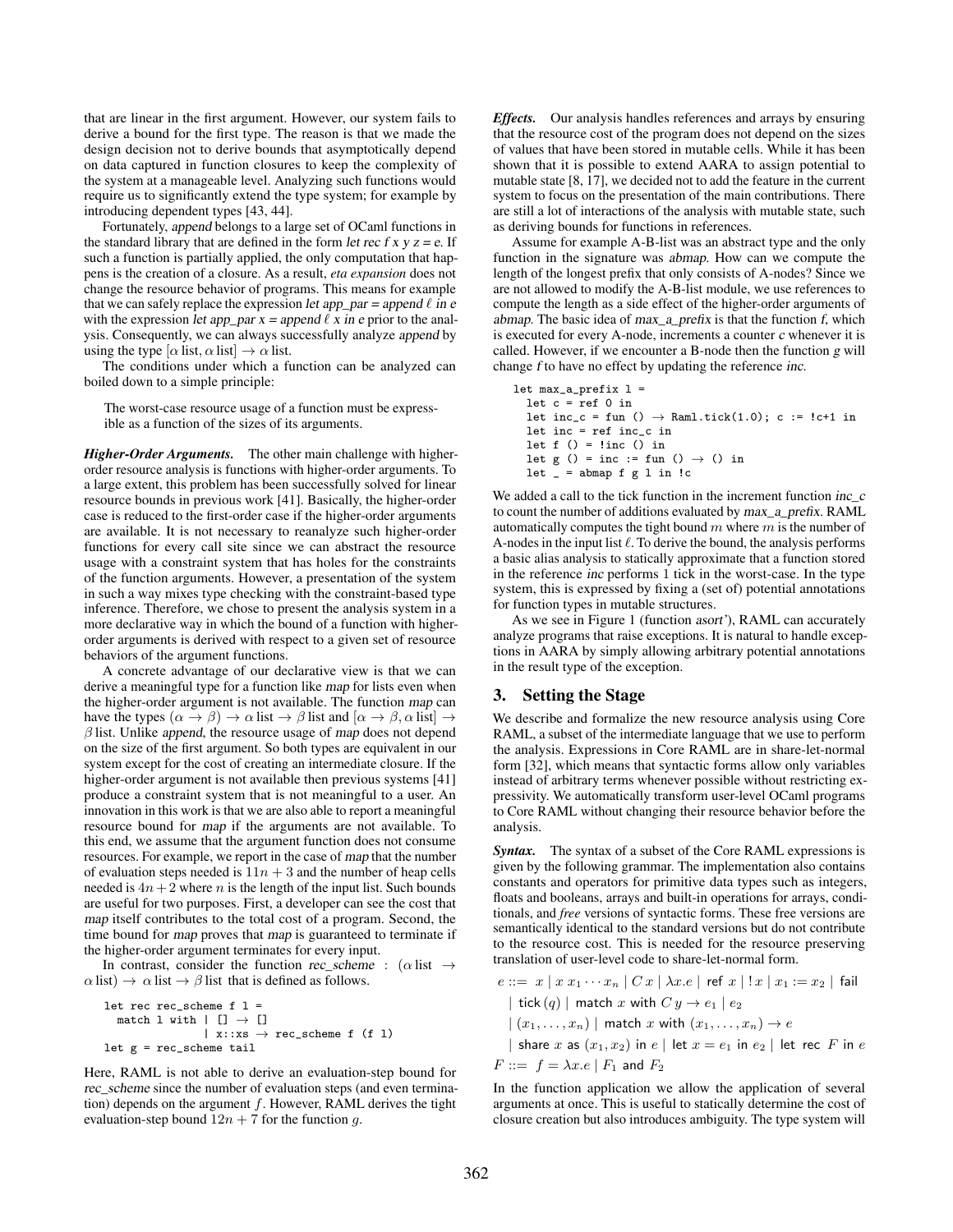that are linear in the first argument. However, our system fails to derive a bound for the first type. The reason is that we made the design decision not to derive bounds that asymptotically depend on data captured in function closures to keep the complexity of the system at a manageable level. Analyzing such functions would require us to significantly extend the type system; for example by introducing dependent types [43, 44].

Fortunately, *append* belongs to a large set of OCaml functions in the standard library that are defined in the form *let rec f x y z = e*. If such a function is partially applied, the only computation that happens is the creation of a closure. As a result, *eta expansion* does not change the resource behavior of programs. This means for example that we can safely replace the expression *let app_par = append* $\ell$ *in e* with the expression *let app_par x = append* $\ell$ *x in e* prior to the analysis. Consequently, we can always successfully analyze *append* by using the type $[\alpha\,\text{list}, \alpha\,\text{list}] \to \alpha\,\text{list}$.

The conditions under which a function can be analyzed can be boiled down to a simple principle:

> The worst-case resource usage of a function must be expressible as a function of the sizes of its arguments.

***Higher-Order Arguments.*** The other main challenge with higher-order resource analysis is functions with higher-order arguments. To a large extent, this problem has been successfully solved for linear resource bounds in previous work [41]. Basically, the higher-order case is reduced to the first-order case if the higher-order arguments are available. It is not necessary to reanalyze such higher-order functions for every call site since we can abstract the resource usage with a constraint system that has holes for the constraints of the function arguments. However, a presentation of the system in such a way mixes type checking with the constraint-based type inference. Therefore, we chose to present the analysis system in a more declarative way in which the bound of a function with higher-order arguments is derived with respect to a given set of resource behaviors of the argument functions.

A concrete advantage of our declarative view is that we can derive a meaningful type for a function like *map* for lists even when the higher-order argument is not available. The function *map* can have the types $(\alpha \to \beta) \to \alpha\,\text{list} \to \beta\,\text{list}$ and $[\alpha \to \beta, \alpha\,\text{list}] \to \beta\,\text{list}$. Unlike *append*, the resource usage of *map* does not depend on the size of the first argument. So both types are equivalent in our system except for the cost of creating an intermediate closure. If the higher-order argument is not available then previous systems [41] produce a constraint system that is not meaningful to a user. An innovation in this work is that we are also able to report a meaningful resource bound for *map* if the arguments are not available. To this end, we assume that the argument function does not consume resources. For example, we report in the case of *map* that the number of evaluation steps needed is $11n + 3$ and the number of heap cells needed is $4n + 2$ where $n$ is the length of the input list. Such bounds are useful for two purposes. First, a developer can see the cost that *map* itself contributes to the total cost of a program. Second, the time bound for *map* proves that *map* is guaranteed to terminate if the higher-order argument terminates for every input.

In contrast, consider the function *rec_scheme* : $(\alpha\,\text{list} \to \alpha\,\text{list}) \to \alpha\,\text{list} \to \beta\,\text{list}$ that is defined as follows.

```
let rec rec_scheme f l =
  match l with | [] → []
               | x::xs → rec_scheme f (f l)
let g = rec_scheme tail
```

Here, RAML is not able to derive an evaluation-step bound for *rec_scheme* since the number of evaluation steps (and even termination) depends on the argument $f$. However, RAML derives the tight evaluation-step bound $12n + 7$ for the function $g$.

***Effects.*** Our analysis handles references and arrays by ensuring that the resource cost of the program does not depend on the sizes of values that have been stored in mutable cells. While it has been shown that it is possible to extend AARA to assign potential to mutable state [8, 17], we decided not to add the feature in the current system to focus on the presentation of the main contributions. There are still a lot of interactions of the analysis with mutable state, such as deriving bounds for functions in references.

Assume for example A-B-list was an abstract type and the only function in the signature was *abmap*. How can we compute the length of the longest prefix that only consists of A-nodes? Since we are not allowed to modify the A-B-list module, we use references to compute the length as a side effect of the higher-order arguments of *abmap*. The basic idea of *max_a_prefix* is that the function *f*, which is executed for every A-node, increments a counter *c* whenever it is called. However, if we encounter a B-node then the function *g* will change *f* to have no effect by updating the reference *inc*.

```
let max_a_prefix l =
  let c = ref 0 in
  let inc_c = fun () → Raml.tick(1.0); c := !c+1 in
  let inc = ref inc_c in
  let f () = !inc () in
  let g () = inc := fun () → () in
  let _ = abmap f g l in !c
```

We added a call to the tick function in the increment function *inc_c* to count the number of additions evaluated by *max_a_prefix*. RAML automatically computes the tight bound $m$ where $m$ is the number of A-nodes in the input list $\ell$. To derive the bound, the analysis performs a basic alias analysis to statically approximate that a function stored in the reference *inc* performs 1 tick in the worst-case. In the type system, this is expressed by fixing a (set of) potential annotations for function types in mutable structures.

As we see in Figure 1 (function *asort'*), RAML can accurately analyze programs that raise exceptions. It is natural to handle exceptions in AARA by simply allowing arbitrary potential annotations in the result type of the exception.

## 3. Setting the Stage

We describe and formalize the new resource analysis using Core RAML, a subset of the intermediate language that we use to perform the analysis. Expressions in Core RAML are in share-let-normal form [32], which means that syntactic forms allow only variables instead of arbitrary terms whenever possible without restricting expressivity. We automatically transform user-level OCaml programs to Core RAML without changing their resource behavior before the analysis.

***Syntax.*** The syntax of a subset of the Core RAML expressions is given by the following grammar. The implementation also contains constants and operators for primitive data types such as integers, floats and booleans, arrays and built-in operations for arrays, conditionals, and *free* versions of syntactic forms. These free versions are semantically identical to the standard versions but do not contribute to the resource cost. This is needed for the resource preserving translation of user-level code to share-let-normal form.

$$
\begin{aligned}
e ::= \;& x \mid x\; x_1 \cdots x_n \mid C\,x \mid \lambda x.e \mid \mathsf{ref}\; x \mid !\,x \mid x_1 := x_2 \mid \mathsf{fail} \\
\mid\;& \mathsf{tick}\,(q) \mid \mathsf{match}\; x \;\mathsf{with}\; C\,y \to e_1 \mid e_2 \\
\mid\;& (x_1, \ldots, x_n) \mid \mathsf{match}\; x \;\mathsf{with}\; (x_1, \ldots, x_n) \to e \\
\mid\;& \mathsf{share}\; x \;\mathsf{as}\; (x_1, x_2) \;\mathsf{in}\; e \mid \mathsf{let}\; x = e_1 \;\mathsf{in}\; e_2 \mid \mathsf{let\;\; rec}\;\; F \;\mathsf{in}\; e \\
F ::= \;& f = \lambda x.e \mid F_1 \;\mathsf{and}\; F_2
\end{aligned}
$$

In the function application we allow the application of several arguments at once. This is useful to statically determine the cost of closure creation but also introduces ambiguity. The type system will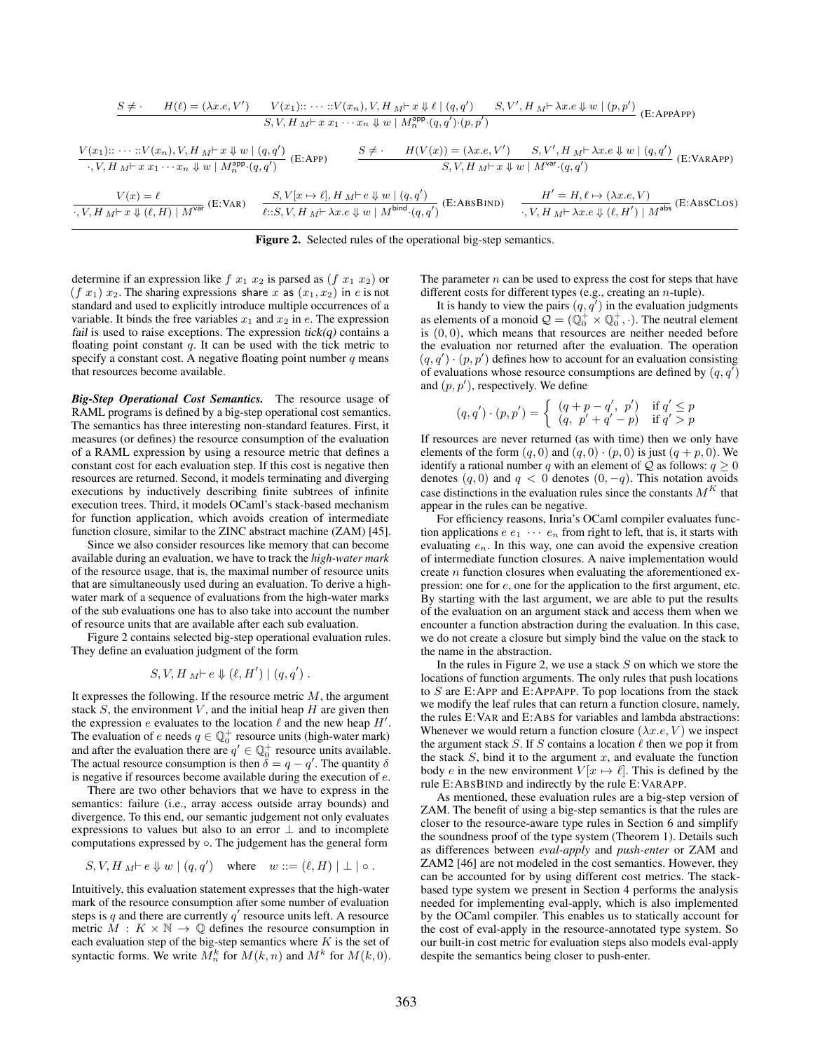$$\frac{S \neq \cdot \qquad H(\ell) = (\lambda x.e, V') \qquad V(x_1)::\cdots::V(x_n), V, H\ {}_M\!\vdash x \Downarrow \ell \mid (q, q') \qquad S, V', H\ {}_M\!\vdash \lambda x.e \Downarrow w \mid (p, p')}{S, V, H\ {}_M\!\vdash x\ x_1 \cdots x_n \Downarrow w \mid M^{\mathsf{app}}_n \cdot (q, q') \cdot (p, p')} \text{ (E:AppApp)}$$

$$\frac{V(x_1)::\cdots::V(x_n), V, H\ {}_M\!\vdash x \Downarrow w \mid (q, q')}{\cdot, V, H\ {}_M\!\vdash x\ x_1 \cdots x_n \Downarrow w \mid M^{\mathsf{app}}_n \cdot (q, q')} \text{ (E:App)} \qquad \frac{S \neq \cdot \qquad H(V(x)) = (\lambda x.e, V') \qquad S, V', H\ {}_M\!\vdash \lambda x.e \Downarrow w \mid (q, q')}{S, V, H\ {}_M\!\vdash x \Downarrow w \mid M^{\mathsf{var}} \cdot (q, q')} \text{ (E:VarApp)}$$

$$\frac{V(x) = \ell}{\cdot, V, H\ {}_M\!\vdash x \Downarrow (\ell, H) \mid M^{\mathsf{var}}} \text{ (E:Var)} \qquad \frac{S, V[x \mapsto \ell], H\ {}_M\!\vdash e \Downarrow w \mid (q, q')}{\ell::S, V, H\ {}_M\!\vdash \lambda x.e \Downarrow w \mid M^{\mathsf{bind}} \cdot (q, q')} \text{ (E:AbsBind)} \qquad \frac{H' = H, \ell \mapsto (\lambda x.e, V)}{\cdot, V, H\ {}_M\!\vdash \lambda x.e \Downarrow (\ell, H') \mid M^{\mathsf{abs}}} \text{ (E:AbsClos)}$$

**Figure 2.** Selected rules of the operational big-step semantics.

determine if an expression like $f\ x_1\ x_2$ is parsed as $(f\ x_1\ x_2)$ or $(f\ x_1)\ x_2$. The sharing expressions share $x$ as $(x_1, x_2)$ in $e$ is not standard and used to explicitly introduce multiple occurrences of a variable. It binds the free variables $x_1$ and $x_2$ in $e$. The expression *fail* is used to raise exceptions. The expression *tick(q)* contains a floating point constant $q$. It can be used with the tick metric to specify a constant cost. A negative floating point number $q$ means that resources become available.

***Big-Step Operational Cost Semantics.*** The resource usage of RAML programs is defined by a big-step operational cost semantics. The semantics has three interesting non-standard features. First, it measures (or defines) the resource consumption of the evaluation of a RAML expression by using a resource metric that defines a constant cost for each evaluation step. If this cost is negative then resources are returned. Second, it models terminating and diverging executions by inductively describing finite subtrees of infinite execution trees. Third, it models OCaml's stack-based mechanism for function application, which avoids creation of intermediate function closure, similar to the ZINC abstract machine (ZAM) [45].

Since we also consider resources like memory that can become available during an evaluation, we have to track the *high-water mark* of the resource usage, that is, the maximal number of resource units that are simultaneously used during an evaluation. To derive a high-water mark of a sequence of evaluations from the high-water marks of the sub evaluations one has to also take into account the number of resource units that are available after each sub evaluation.

Figure 2 contains selected big-step operational evaluation rules. They define an evaluation judgment of the form

$$S, V, H\ {}_M\!\vdash e \Downarrow (\ell, H') \mid (q, q') .$$

It expresses the following. If the resource metric $M$, the argument stack $S$, the environment $V$, and the initial heap $H$ are given then the expression $e$ evaluates to the location $\ell$ and the new heap $H'$. The evaluation of $e$ needs $q \in \mathbb{Q}_0^+$ resource units (high-water mark) and after the evaluation there are $q' \in \mathbb{Q}_0^+$ resource units available. The actual resource consumption is then $\delta = q - q'$. The quantity $\delta$ is negative if resources become available during the execution of $e$.

There are two other behaviors that we have to express in the semantics: failure (i.e., array access outside array bounds) and divergence. To this end, our semantic judgement not only evaluates expressions to values but also to an error $\bot$ and to incomplete computations expressed by $\circ$. The judgement has the general form

$$S, V, H\ {}_M\!\vdash e \Downarrow w \mid (q, q') \quad \text{where} \quad w ::= (\ell, H) \mid \bot \mid \circ .$$

Intuitively, this evaluation statement expresses that the high-water mark of the resource consumption after some number of evaluation steps is $q$ and there are currently $q'$ resource units left. A resource metric $M : K \times \mathbb{N} \to \mathbb{Q}$ defines the resource consumption in each evaluation step of the big-step semantics where $K$ is the set of syntactic forms. We write $M^k_n$ for $M(k, n)$ and $M^k$ for $M(k, 0)$. The parameter $n$ can be used to express the cost for steps that have different costs for different types (e.g., creating an $n$-tuple).

It is handy to view the pairs $(q, q')$ in the evaluation judgments as elements of a monoid $\mathcal{Q} = (\mathbb{Q}_0^+ \times \mathbb{Q}_0^+, \cdot)$. The neutral element is $(0, 0)$, which means that resources are neither needed before the evaluation nor returned after the evaluation. The operation $(q, q') \cdot (p, p')$ defines how to account for an evaluation consisting of evaluations whose resource consumptions are defined by $(q, q')$ and $(p, p')$, respectively. We define

$$(q, q') \cdot (p, p') = \begin{cases} (q + p - q',\ p') & \text{if } q' \le p \\ (q,\ p' + q' - p) & \text{if } q' > p \end{cases}$$

If resources are never returned (as with time) then we only have elements of the form $(q, 0)$ and $(q, 0) \cdot (p, 0)$ is just $(q + p, 0)$. We identify a rational number $q$ with an element of $\mathcal{Q}$ as follows: $q \ge 0$ denotes $(q, 0)$ and $q < 0$ denotes $(0, -q)$. This notation avoids case distinctions in the evaluation rules since the constants $M^K$ that appear in the rules can be negative.

For efficiency reasons, Inria's OCaml compiler evaluates function applications $e\ e_1\ \cdots\ e_n$ from right to left, that is, it starts with evaluating $e_n$. In this way, one can avoid the expensive creation of intermediate function closures. A naive implementation would create $n$ function closures when evaluating the aforementioned expression: one for $e$, one for the application to the first argument, etc. By starting with the last argument, we are able to put the results of the evaluation on an argument stack and access them when we encounter a function abstraction during the evaluation. In this case, we do not create a closure but simply bind the value on the stack to the name in the abstraction.

In the rules in Figure 2, we use a stack $S$ on which we store the locations of function arguments. The only rules that push locations to $S$ are E:App and E:AppApp. To pop locations from the stack we modify the leaf rules that can return a function closure, namely, the rules E:Var and E:Abs for variables and lambda abstractions: Whenever we would return a function closure $(\lambda x.e, V)$ we inspect the argument stack $S$. If $S$ contains a location $\ell$ then we pop it from the stack $S$, bind it to the argument $x$, and evaluate the function body $e$ in the new environment $V[x \mapsto \ell]$. This is defined by the rule E:AbsBind and indirectly by the rule E:VarApp.

As mentioned, these evaluation rules are a big-step version of ZAM. The benefit of using a big-step semantics is that the rules are closer to the resource-aware type rules in Section 6 and simplify the soundness proof of the type system (Theorem 1). Details such as differences between *eval-apply* and *push-enter* or ZAM and ZAM2 [46] are not modeled in the cost semantics. However, they can be accounted for by using different cost metrics. The stack-based type system we present in Section 4 performs the analysis needed for implementing eval-apply, which is also implemented by the OCaml compiler. This enables us to statically account for the cost of eval-apply in the resource-annotated type system. So our built-in cost metric for evaluation steps also models eval-apply despite the semantics being closer to push-enter.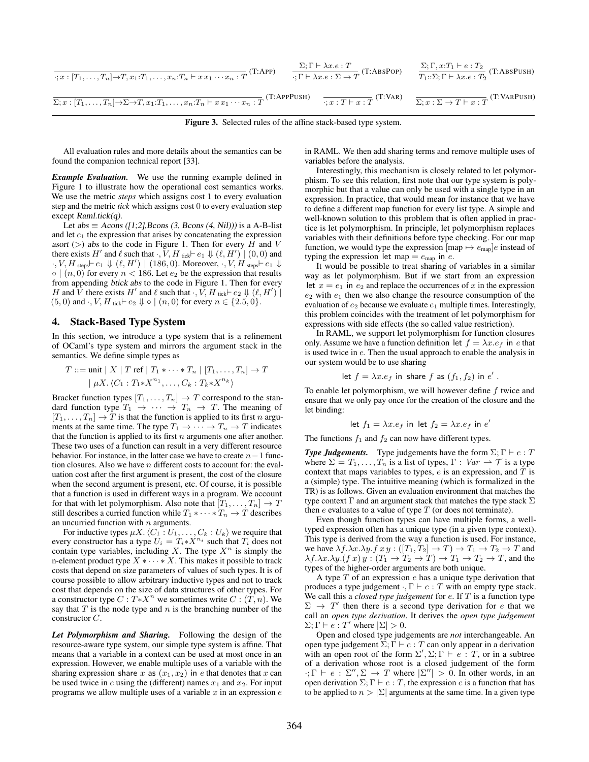$$\frac{}{\cdot; x : [T_1, \ldots, T_n] \to T, x_1{:}T_1, \ldots, x_n{:}T_n \vdash x\, x_1 \cdots x_n : T} \text{(T:App)} \qquad \frac{\Sigma; \Gamma \vdash \lambda x.e : T}{\cdot; \Gamma \vdash \lambda x.e : \Sigma \to T} \text{(T:AbsPop)} \qquad \frac{\Sigma; \Gamma, x{:}T_1 \vdash e : T_2}{T_1{::}\Sigma; \Gamma \vdash \lambda x.e : T_2} \text{(T:AbsPush)}$$

$$\frac{}{\Sigma; x : [T_1, \ldots, T_n] \to \Sigma \to T, x_1{:}T_1, \ldots, x_n{:}T_n \vdash x\, x_1 \cdots x_n : T} \text{(T:AppPush)} \qquad \frac{}{\cdot; x : T \vdash x : T} \text{(T:Var)} \qquad \frac{}{\Sigma; x : \Sigma \to T \vdash x : T} \text{(T:VarPush)}$$

**Figure 3.** Selected rules of the affine stack-based type system.

All evaluation rules and more details about the semantics can be found the companion technical report [33].

***Example Evaluation.*** We use the running example defined in Figure 1 to illustrate how the operational cost semantics works. We use the metric *steps* which assigns cost 1 to every evaluation step and the metric *tick* which assigns cost 0 to every evaluation step except *Raml.tick(q)*.

Let $abs \equiv$ *Acons ([1;2],Bcons (3, Bcons (4, Nil)))* is a A-B-list and let $e_1$ the expression that arises by concatenating the expression *asort* (>) *abs* to the code in Figure 1. Then for every $H$ and $V$ there exists $H'$ and $\ell$ such that $\cdot, V, H \;{}_{\text{tick}}\!\vdash e_1 \Downarrow (\ell, H') \mid (0, 0)$ and $\cdot, V, H \;{}_{\text{steps}}\!\vdash e_1 \Downarrow (\ell, H') \mid (186, 0)$. Moreover, $\cdot, V, H \;{}_{\text{steps}}\!\vdash e_1 \Downarrow \circ \mid (n, 0)$ for every $n < 186$. Let $e_2$ be the expression that results from appending *btick abs* to the code in Figure 1. Then for every $H$ and $V$ there exists $H'$ and $\ell$ such that $\cdot, V, H \;{}_{\text{tick}}\!\vdash e_2 \Downarrow (\ell, H') \mid (5, 0)$ and $\cdot, V, H \;{}_{\text{tick}}\!\vdash e_2 \Downarrow \circ \mid (n, 0)$ for every $n \in \{2.5, 0\}$.

## 4. Stack-Based Type System

In this section, we introduce a type system that is a refinement of OCaml's type system and mirrors the argument stack in the semantics. We define simple types as

$$T ::= \text{unit} \mid X \mid T \text{ ref} \mid T_1 * \cdots * T_n \mid [T_1, \ldots, T_n] \to T$$
$$\mid \mu X. \langle C_1 : T_1 {*} X^{n_1}, \ldots, C_k : T_k {*} X^{n_k} \rangle$$

Bracket function types $[T_1, \ldots, T_n] \to T$ correspond to the standard function type $T_1 \to \cdots \to T_n \to T$. The meaning of $[T_1, \ldots, T_n] \to T$ is that the function is applied to its first $n$ arguments at the same time. The type $T_1 \to \cdots \to T_n \to T$ indicates that the function is applied to its first $n$ arguments one after another. These two uses of a function can result in a very different resource behavior. For instance, in the latter case we have to create $n-1$ function closures. Also we have $n$ different costs to account for: the evaluation cost after the first argument is present, the cost of the closure when the second argument is present, etc. Of course, it is possible that a function is used in different ways in a program. We account for that with let polymorphism. Also note that $[T_1, \ldots, T_n] \to T$ still describes a curried function while $T_1 * \cdots * T_n \to T$ describes an uncurried function with $n$ arguments.

For inductive types $\mu X. \langle C_1 : U_1, \ldots, C_k : U_k \rangle$ we require that every constructor has a type $U_i = T_i {*} X^{n_i}$ such that $T_i$ does not contain type variables, including $X$. The type $X^n$ is simply the n-element product type $X * \cdots * X$. This makes it possible to track costs that depend on size parameters of values of such types. It is of course possible to allow arbitrary inductive types and not to track cost that depends on the size of data structures of other types. For a constructor type $C : T {*} X^n$ we sometimes write $C : (T, n)$. We say that $T$ is the node type and $n$ is the branching number of the constructor $C$.

***Let Polymorphism and Sharing.*** Following the design of the resource-aware type system, our simple type system is affine. That means that a variable in a context can be used at most once in an expression. However, we enable multiple uses of a variable with the sharing expression share $x$ as $(x_1, x_2)$ in $e$ that denotes that $x$ can be used twice in $e$ using the (different) names $x_1$ and $x_2$. For input programs we allow multiple uses of a variable $x$ in an expression $e$ in RAML. We then add sharing terms and remove multiple uses of variables before the analysis.

Interestingly, this mechanism is closely related to let polymorphism. To see this relation, first note that our type system is polymorphic but that a value can only be used with a single type in an expression. In practice, that would mean for instance that we have to define a different map function for every list type. A simple and well-known solution to this problem that is often applied in practice is let polymorphism. In principle, let polymorphism replaces variables with their definitions before type checking. For our map function, we would type the expression $[\text{map} \mapsto e_{\text{map}}]e$ instead of typing the expression let map $= e_{\text{map}}$ in $e$.

It would be possible to treat sharing of variables in a similar way as let polymorphism. But if we start from an expression let $x = e_1$ in $e_2$ and replace the occurrences of $x$ in the expression $e_2$ with $e_1$ then we also change the resource consumption of the evaluation of $e_2$ because we evaluate $e_1$ multiple times. Interestingly, this problem coincides with the treatment of let polymorphism for expressions with side effects (the so called value restriction).

In RAML, we support let polymorphism for function closures only. Assume we have a function definition let $f = \lambda x.e_f$ in $e$ that is used twice in $e$. Then the usual approach to enable the analysis in our system would be to use sharing

$$\text{let } f = \lambda x.e_f \text{ in share } f \text{ as } (f_1, f_2) \text{ in } e' \;.$$

To enable let polymorphism, we will however define $f$ twice and ensure that we only pay once for the creation of the closure and the let binding:

$$\text{let } f_1 = \lambda x.e_f \text{ in let } f_2 = \lambda x.e_f \text{ in } e'$$

The functions $f_1$ and $f_2$ can now have different types.

***Type Judgements.*** Type judgements have the form $\Sigma; \Gamma \vdash e : T$ where $\Sigma = T_1, \ldots, T_n$ is a list of types, $\Gamma : Var \rightharpoonup \mathcal{T}$ is a type context that maps variables to types, $e$ is an expression, and $T$ is a (simple) type. The intuitive meaning (which is formalized in the TR) is as follows. Given an evaluation environment that matches the type context $\Gamma$ and an argument stack that matches the type stack $\Sigma$ then $e$ evaluates to a value of type $T$ (or does not terminate).

Even though function types can have multiple forms, a well-typed expression often has a unique type (in a given type context). This type is derived from the way a function is used. For instance, we have $\lambda f.\lambda x.\lambda y.f\, x\, y : ([T_1, T_2] \to T) \to T_1 \to T_2 \to T$ and $\lambda f.\lambda x.\lambda y.(f\, x)\, y : (T_1 \to T_2 \to T) \to T_1 \to T_2 \to T$, and the types of the higher-order arguments are both unique.

A type $T$ of an expression $e$ has a unique type derivation that produces a type judgement $\cdot, \Gamma \vdash e : T$ with an empty type stack. We call this a *closed type judgement* for $e$. If $T$ is a function type $\Sigma \to T'$ then there is a second type derivation for $e$ that we call an *open type derivation*. It derives the *open type judgement* $\Sigma; \Gamma \vdash e : T'$ where $|\Sigma| > 0$.

Open and closed type judgements are *not* interchangeable. An open type judgement $\Sigma; \Gamma \vdash e : T$ can only appear in a derivation with an open root of the form $\Sigma', \Sigma; \Gamma \vdash e : T$, or in a subtree of a derivation whose root is a closed judgement of the form $\cdot; \Gamma \vdash e : \Sigma'', \Sigma \to T$ where $|\Sigma''| > 0$. In other words, in an open derivation $\Sigma; \Gamma \vdash e : T$, the expression $e$ is a function that has to be applied to $n > |\Sigma|$ arguments at the same time. In a given type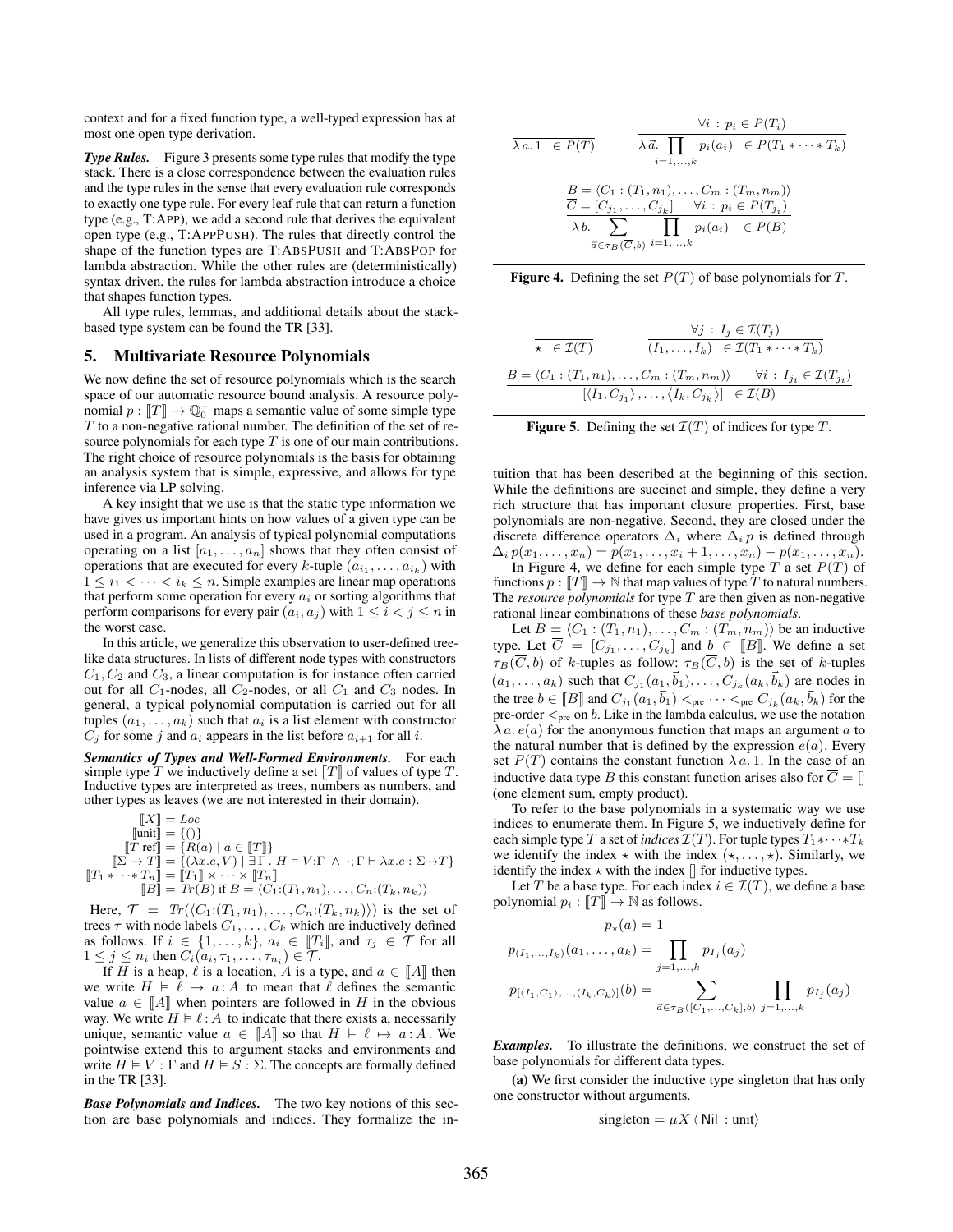context and for a fixed function type, a well-typed expression has at most one open type derivation.

***Type Rules.*** Figure 3 presents some type rules that modify the type stack. There is a close correspondence between the evaluation rules and the type rules in the sense that every evaluation rule corresponds to exactly one type rule. For every leaf rule that can return a function type (e.g., T:APP), we add a second rule that derives the equivalent open type (e.g., T:APPPUSH). The rules that directly control the shape of the function types are T:ABSPUSH and T:ABSPOP for lambda abstraction. While the other rules are (deterministically) syntax driven, the rules for lambda abstraction introduce a choice that shapes function types.

All type rules, lemmas, and additional details about the stack-based type system can be found the TR [33].

## 5. Multivariate Resource Polynomials

We now define the set of resource polynomials which is the search space of our automatic resource bound analysis. A resource polynomial $p : [\![T]\!] \to \mathbb{Q}_0^+$ maps a semantic value of some simple type $T$ to a non-negative rational number. The definition of the set of resource polynomials for each type $T$ is one of our main contributions. The right choice of resource polynomials is the basis for obtaining an analysis system that is simple, expressive, and allows for type inference via LP solving.

A key insight that we use is that the static type information we have gives us important hints on how values of a given type can be used in a program. An analysis of typical polynomial computations operating on a list $[a_1, \ldots, a_n]$ shows that they often consist of operations that are executed for every $k$-tuple $(a_{i_1}, \ldots, a_{i_k})$ with $1 \le i_1 < \cdots < i_k \le n$. Simple examples are linear map operations that perform some operation for every $a_i$ or sorting algorithms that perform comparisons for every pair $(a_i, a_j)$ with $1 \le i < j \le n$ in the worst case.

In this article, we generalize this observation to user-defined tree-like data structures. In lists of different node types with constructors $C_1, C_2$ and $C_3$, a linear computation is for instance often carried out for all $C_1$-nodes, all $C_2$-nodes, or all $C_1$ and $C_3$ nodes. In general, a typical polynomial computation is carried out for all tuples $(a_1, \ldots, a_k)$ such that $a_i$ is a list element with constructor $C_j$ for some $j$ and $a_i$ appears in the list before $a_{i+1}$ for all $i$.

***Semantics of Types and Well-Formed Environments.*** For each simple type $T$ we inductively define a set $[\![T]\!]$ of values of type $T$. Inductive types are interpreted as trees, numbers as numbers, and other types as leaves (we are not interested in their domain).

$$
\begin{aligned}
[\![X]\!] &= Loc \\
[\![\text{unit}]\!] &= \{()\} \\
[\![T \text{ ref}]\!] &= \{R(a) \mid a \in [\![T]\!]\} \\
[\![\Sigma \to T]\!] &= \{(\lambda x.e, V) \mid \exists \Gamma \,.\, H \vDash V{:}\Gamma \;\wedge\; \cdot; \Gamma \vdash \lambda x.e : \Sigma {\to} T\} \\
[\![T_1 * \cdots * T_n]\!] &= [\![T_1]\!] \times \cdots \times [\![T_n]\!] \\
[\![B]\!] &= Tr(B) \text{ if } B = \langle C_1{:}(T_1, n_1), \ldots, C_n{:}(T_k, n_k)\rangle
\end{aligned}
$$

Here, $\mathcal{T} = Tr(\langle C_1{:}(T_1, n_1), \ldots, C_n{:}(T_k, n_k)\rangle)$ is the set of trees $\tau$ with node labels $C_1, \ldots, C_k$ which are inductively defined as follows. If $i \in \{1, \ldots, k\}$, $a_i \in [\![T_i]\!]$, and $\tau_j \in \mathcal{T}$ for all $1 \le j \le n_i$ then $C_i(a_i, \tau_1, \ldots, \tau_{n_i}) \in \mathcal{T}$.

If $H$ is a heap, $\ell$ is a location, $A$ is a type, and $a \in [\![A]\!]$ then we write $H \vDash \ell \mapsto a : A$ to mean that $\ell$ defines the semantic value $a \in [\![A]\!]$ when pointers are followed in $H$ in the obvious way. We write $H \vDash \ell : A$ to indicate that there exists a, necessarily unique, semantic value $a \in [\![A]\!]$ so that $H \vDash \ell \mapsto a : A$. We pointwise extend this to argument stacks and environments and write $H \vDash V : \Gamma$ and $H \vDash S : \Sigma$. The concepts are formally defined in the TR [33].

***Base Polynomials and Indices.*** The two key notions of this section are base polynomials and indices. They formalize the intuition that has been described at the beginning of this section. While the definitions are succinct and simple, they define a very rich structure that has important closure properties. First, base polynomials are non-negative. Second, they are closed under the discrete difference operators $\Delta_i$ where $\Delta_i\, p$ is defined through $\Delta_i\, p(x_1, \ldots, x_n) = p(x_1, \ldots, x_i + 1, \ldots, x_n) - p(x_1, \ldots, x_n)$.

$$
\frac{}{\lambda\, a.\, 1 \;\in P(T)}
\qquad
\frac{\forall i : p_i \in P(T_i)}{\lambda\, \vec{a}.\, \prod_{i=1,\ldots,k} p_i(a_i) \;\in P(T_1 * \cdots * T_k)}
$$

$$
\frac{B = \langle C_1 : (T_1, n_1), \ldots, C_m : (T_m, n_m)\rangle \quad \overline{C} = [C_{j_1}, \ldots, C_{j_k}] \quad \forall i : p_i \in P(T_{j_i})}{\lambda\, b.\, \sum_{\vec{a} \in \tau_B(\overline{C}, b)} \prod_{i=1,\ldots,k} p_i(a_i) \;\in P(B)}
$$

**Figure 4.** Defining the set $P(T)$ of base polynomials for $T$.

$$
\frac{}{\star \;\in \mathcal{I}(T)}
\qquad
\frac{\forall j : I_j \in \mathcal{I}(T_j)}{(I_1, \ldots, I_k) \;\in \mathcal{I}(T_1 * \cdots * T_k)}
$$

$$
\frac{B = \langle C_1 : (T_1, n_1), \ldots, C_m : (T_m, n_m)\rangle \qquad \forall i : I_{j_i} \in \mathcal{I}(T_{j_i})}{[\langle I_1, C_{j_1}\rangle, \ldots, \langle I_k, C_{j_k}\rangle] \;\in \mathcal{I}(B)}
$$

**Figure 5.** Defining the set $\mathcal{I}(T)$ of indices for type $T$.

In Figure 4, we define for each simple type $T$ a set $P(T)$ of functions $p : [\![T]\!] \to \mathbb{N}$ that map values of type $T$ to natural numbers. The *resource polynomials* for type $T$ are then given as non-negative rational linear combinations of these *base polynomials*.

Let $B = \langle C_1 : (T_1, n_1), \ldots, C_m : (T_m, n_m)\rangle$ be an inductive type. Let $\overline{C} = [C_{j_1}, \ldots, C_{j_k}]$ and $b \in [\![B]\!]$. We define a set $\tau_B(\overline{C}, b)$ of $k$-tuples as follow: $\tau_B(\overline{C}, b)$ is the set of $k$-tuples $(a_1, \ldots, a_k)$ such that $C_{j_1}(a_1, \vec{b}_1), \ldots, C_{j_k}(a_k, \vec{b}_k)$ are nodes in the tree $b \in [\![B]\!]$ and $C_{j_1}(a_1, \vec{b}_1) <_{\text{pre}} \cdots <_{\text{pre}} C_{j_k}(a_k, \vec{b}_k)$ for the pre-order $<_{\text{pre}}$ on $b$. Like in the lambda calculus, we use the notation $\lambda\, a.\, e(a)$ for the anonymous function that maps an argument $a$ to the natural number that is defined by the expression $e(a)$. Every set $P(T)$ contains the constant function $\lambda\, a.\, 1$. In the case of an inductive data type $B$ this constant function arises also for $\overline{C} = []$ (one element sum, empty product).

To refer to the base polynomials in a systematic way we use indices to enumerate them. In Figure 5, we inductively define for each simple type $T$ a set of *indices* $\mathcal{I}(T)$. For tuple types $T_1 * \cdots * T_k$ we identify the index $\star$ with the index $(\star, \ldots, \star)$. Similarly, we identify the index $\star$ with the index $[]$ for inductive types.

Let $T$ be a base type. For each index $i \in \mathcal{I}(T)$, we define a base polynomial $p_i : [\![T]\!] \to \mathbb{N}$ as follows.

$$
\begin{aligned}
p_\star(a) &= 1 \\
p_{(I_1, \ldots, I_k)}(a_1, \ldots, a_k) &= \prod_{j=1,\ldots,k} p_{I_j}(a_j) \\
p_{[\langle I_1, C_1\rangle, \ldots, \langle I_k, C_k\rangle]}(b) &= \sum_{\vec{a} \in \tau_B([C_1, \ldots, C_k], b)} \prod_{j=1,\ldots,k} p_{I_j}(a_j)
\end{aligned}
$$

***Examples.*** To illustrate the definitions, we construct the set of base polynomials for different data types.

**(a)** We first consider the inductive type singleton that has only one constructor without arguments.

$$\text{singleton} = \mu X \,\langle\, \mathsf{Nil} \;: \text{unit}\rangle$$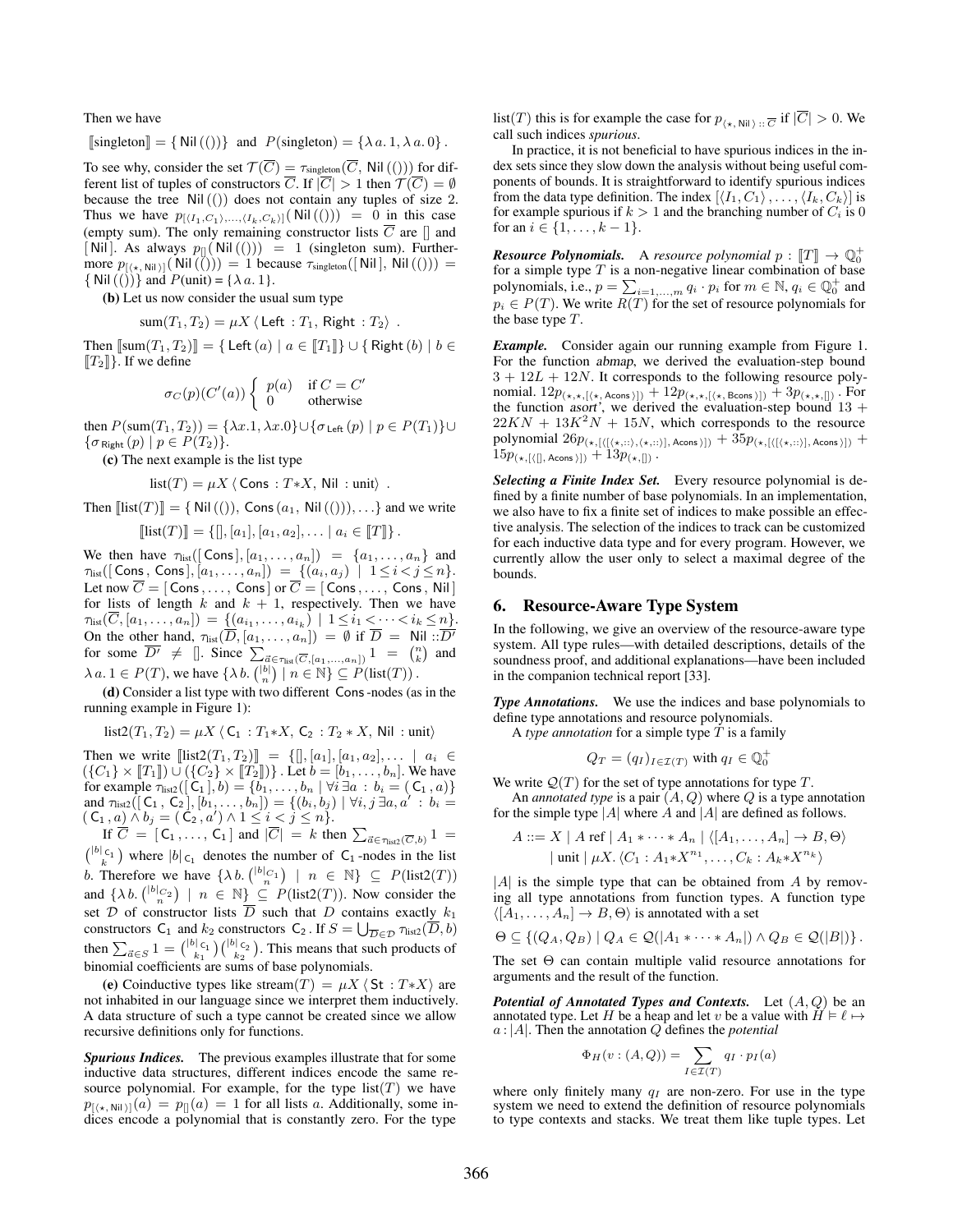Then we have

$$[\![\text{singleton}]\!] = \{\,\mathsf{Nil}\,(())\} \text{ and } P(\text{singleton}) = \{\lambda\, a.\, 1, \lambda\, a.\, 0\}\,.$$

To see why, consider the set $\mathcal{T}(\overline{C}) = \tau_{\text{singleton}}(\overline{C},\ \mathsf{Nil}\,(()))$ for different list of tuples of constructors $\overline{C}$. If $|\overline{C}| > 1$ then $\mathcal{T}(\overline{C}) = \emptyset$ because the tree $\mathsf{Nil}\,(())$ does not contain any tuples of size 2. Thus we have $p_{[\langle I_1,C_1\rangle,\ldots,\langle I_k,C_k\rangle]}(\,\mathsf{Nil}\,(())) = 0$ in this case (empty sum). The only remaining constructor lists $\overline{C}$ are $[]$ and $[\,\mathsf{Nil}\,]$. As always $p_{[]}(\,\mathsf{Nil}\,(())) = 1$ (singleton sum). Furthermore $p_{[\langle\star,\,\mathsf{Nil}\rangle]}(\,\mathsf{Nil}\,(())) = 1$ because $\tau_{\text{singleton}}([\,\mathsf{Nil}\,],\,\mathsf{Nil}\,(())) = \{\,\mathsf{Nil}\,(())\}$ and $P(\text{unit}) = \{\lambda\, a.\, 1\}$.

**(b)** Let us now consider the usual sum type

$$\text{sum}(T_1,T_2) = \mu X\,\langle\, \mathsf{Left}\,: T_1,\ \mathsf{Right}\,: T_2\rangle\;.$$

Then $[\![\text{sum}(T_1,T_2)]\!] = \{\,\mathsf{Left}\,(a) \mid a \in [\![T_1]\!]\} \cup \{\,\mathsf{Right}\,(b) \mid b \in [\![T_2]\!]\}$. If we define

$$\sigma_C(p)(C'(a)) \begin{cases} p(a) & \text{if } C = C' \\ 0 & \text{otherwise} \end{cases}$$

then $P(\text{sum}(T_1,T_2)) = \{\lambda x.1, \lambda x.0\} \cup \{\sigma_{\,\mathsf{Left}}\,(p) \mid p \in P(T_1)\} \cup \{\sigma_{\,\mathsf{Right}}\,(p) \mid p \in P(T_2)\}$.

**(c)** The next example is the list type

$$\text{list}(T) = \mu X\,\langle\, \mathsf{Cons}\,: T{*}X,\ \mathsf{Nil}\,: \text{unit}\rangle\;.$$

Then $[\![\text{list}(T)]\!] = \{\,\mathsf{Nil}\,(()),\ \mathsf{Cons}\,(a_1,\ \mathsf{Nil}\,(())),\ldots\}$ and we write

$$[\![\text{list}(T)]\!] = \{[], [a_1], [a_1,a_2], \ldots \mid a_i \in [\![T]\!]\}\,.$$

We then have $\tau_{\text{list}}([\,\mathsf{Cons}\,], [a_1,\ldots,a_n]) = \{a_1,\ldots,a_n\}$ and $\tau_{\text{list}}([\,\mathsf{Cons}\,,\ \mathsf{Cons}\,], [a_1,\ldots,a_n]) = \{(a_i,a_j) \mid 1 \le i < j \le n\}$. Let now $\overline{C} = [\,\mathsf{Cons}\,,\ldots,\ \mathsf{Cons}\,]$ or $\overline{C} = [\,\mathsf{Cons}\,,\ldots,\ \mathsf{Cons}\,,\ \mathsf{Nil}\,]$ for lists of length $k$ and $k+1$, respectively. Then we have $\tau_{\text{list}}(\overline{C}, [a_1,\ldots,a_n]) = \{(a_{i_1},\ldots,a_{i_k}) \mid 1 \le i_1 < \cdots < i_k \le n\}$. On the other hand, $\tau_{\text{list}}(\overline{D}, [a_1,\ldots,a_n]) = \emptyset$ if $\overline{D} = \ \mathsf{Nil}\,{::}\overline{D'}$ for some $\overline{D'} \neq []$. Since $\sum_{\vec{a}\in\tau_{\text{list}}(\overline{C},[a_1,\ldots,a_n])} 1 = \binom{n}{k}$ and $\lambda\, a.\, 1 \in P(T)$, we have $\{\lambda\, b.\, \binom{|b|}{n} \mid n \in \mathbb{N}\} \subseteq P(\text{list}(T))$.

**(d)** Consider a list type with two different $\mathsf{Cons}$-nodes (as in the running example in Figure 1):

$$\text{list2}(T_1,T_2) = \mu X\,\langle\, \mathsf{C}_1\,: T_1{*}X,\ \mathsf{C}_2\,: T_2 * X,\ \mathsf{Nil}\,: \text{unit}\rangle$$

Then we write $[\![\text{list2}(T_1,T_2)]\!] = \{[], [a_1], [a_1,a_2], \ldots \mid a_i \in (\{C_1\} \times [\![T_1]\!]) \cup (\{C_2\} \times [\![T_2]\!])\}$. Let $b = [b_1,\ldots,b_n]$. We have for example $\tau_{\text{list2}}([\,\mathsf{C}_1\,], b) = \{b_1,\ldots,b_n \mid \forall i\, \exists a : b_i = (\,\mathsf{C}_1\,, a)\}$ and $\tau_{\text{list2}}([\,\mathsf{C}_1\,,\ \mathsf{C}_2\,], [b_1,\ldots,b_n]) = \{(b_i,b_j) \mid \forall i,j\, \exists a, a' : b_i = (\,\mathsf{C}_1\,, a) \wedge b_j = (\,\mathsf{C}_2\,, a') \wedge 1 \le i < j \le n\}$.

If $\overline{C} = [\,\mathsf{C}_1\,,\ldots,\ \mathsf{C}_1\,]$ and $|\overline{C}| = k$ then $\sum_{\vec{a}\in\tau_{\text{list2}}(\overline{C},b)} 1 = \binom{|b|_{\,\mathsf{C}_1}}{k}$ where $|b|_{\,\mathsf{C}_1}$ denotes the number of $\mathsf{C}_1$-nodes in the list $b$. Therefore we have $\{\lambda\, b.\, \binom{|b|_{C_1}}{n} \mid n \in \mathbb{N}\} \subseteq P(\text{list2}(T))$ and $\{\lambda\, b.\, \binom{|b|_{C_2}}{n} \mid n \in \mathbb{N}\} \subseteq P(\text{list2}(T))$. Now consider the set $\mathcal{D}$ of constructor lists $\overline{D}$ such that $D$ contains exactly $k_1$ constructors $\mathsf{C}_1$ and $k_2$ constructors $\mathsf{C}_2$. If $S = \bigcup_{\overline{D}\in\mathcal{D}} \tau_{\text{list2}}(\overline{D}, b)$ then $\sum_{\vec{a}\in S} 1 = \binom{|b|_{\,\mathsf{C}_1}}{k_1}\binom{|b|_{\,\mathsf{C}_2}}{k_2}$. This means that such products of binomial coefficients are sums of base polynomials.

**(e)** Coinductive types like $\text{stream}(T) = \mu X\,\langle\, \mathsf{St}\,: T{*}X\rangle$ are not inhabited in our language since we interpret them inductively. A data structure of such a type cannot be created since we allow recursive definitions only for functions.

***Spurious Indices.*** The previous examples illustrate that for some inductive data structures, different indices encode the same resource polynomial. For example, for the type $\text{list}(T)$ we have $p_{[\langle\star,\,\mathsf{Nil}\rangle]}(a) = p_{[]}(a) = 1$ for all lists $a$. Additionally, some indices encode a polynomial that is constantly zero. For the type $\text{list}(T)$ this is for example the case for $p_{\langle\star,\,\mathsf{Nil}\rangle\,::\,\overline{C}}$ if $|\overline{C}| > 0$. We call such indices *spurious*.

In practice, it is not beneficial to have spurious indices in the index sets since they slow down the analysis without being useful components of bounds. It is straightforward to identify spurious indices from the data type definition. The index $[\langle I_1, C_1\rangle, \ldots, \langle I_k, C_k\rangle]$ is for example spurious if $k > 1$ and the branching number of $C_i$ is 0 for an $i \in \{1,\ldots,k-1\}$.

***Resource Polynomials.*** A *resource polynomial* $p : [\![T]\!] \to \mathbb{Q}_0^+$ for a simple type $T$ is a non-negative linear combination of base polynomials, i.e., $p = \sum_{i=1,\ldots,m} q_i \cdot p_i$ for $m \in \mathbb{N}$, $q_i \in \mathbb{Q}_0^+$ and $p_i \in P(T)$. We write $R(T)$ for the set of resource polynomials for the base type $T$.

***Example.*** Consider again our running example from Figure 1. For the function abmap, we derived the evaluation-step bound $3 + 12L + 12N$. It corresponds to the following resource polynomial. $12p_{(\star,\star,[\langle\star,\,\mathsf{Acons}\rangle])} + 12p_{(\star,\star,[\langle\star,\,\mathsf{Bcons}\rangle])} + 3p_{(\star,\star,[])}$. For the function asort', we derived the evaluation-step bound $13 + 22KN + 13K^2N + 15N$, which corresponds to the resource polynomial $26p_{(\star,[\langle[\langle\star,::\rangle,\langle\star,::\rangle],\,\mathsf{Acons}\rangle])} + 35p_{(\star,[\langle[\langle\star,::\rangle],\,\mathsf{Acons}\rangle])} + 15p_{(\star,[\langle[],\,\mathsf{Acons}\rangle])} + 13p_{(\star,[])}$.

***Selecting a Finite Index Set.*** Every resource polynomial is defined by a finite number of base polynomials. In an implementation, we also have to fix a finite set of indices to make possible an effective analysis. The selection of the indices to track can be customized for each inductive data type and for every program. However, we currently allow the user only to select a maximal degree of the bounds.

## 6. Resource-Aware Type System

In the following, we give an overview of the resource-aware type system. All type rules—with detailed descriptions, details of the soundness proof, and additional explanations—have been included in the companion technical report [33].

***Type Annotations.*** We use the indices and base polynomials to define type annotations and resource polynomials.

A *type annotation* for a simple type $T$ is a family

$$Q_T = (q_I)_{I\in\mathcal{I}(T)} \text{ with } q_I \in \mathbb{Q}_0^+$$

We write $\mathcal{Q}(T)$ for the set of type annotations for type $T$.

An *annotated type* is a pair $(A, Q)$ where $Q$ is a type annotation for the simple type $|A|$ where $A$ and $|A|$ are defined as follows.

$$\begin{aligned} A ::= X \mid A \text{ ref} \mid A_1 * \cdots * A_n \mid \langle [A_1,\ldots,A_n] \to B, \Theta\rangle \\ \mid \text{unit} \mid \mu X.\,\langle C_1 : A_1{*}X^{n_1}, \ldots, C_k : A_k{*}X^{n_k}\rangle \end{aligned}$$

$|A|$ is the simple type that can be obtained from $A$ by removing all type annotations from function types. A function type $\langle [A_1,\ldots,A_n] \to B, \Theta\rangle$ is annotated with a set

$$\Theta \subseteq \{(Q_A, Q_B) \mid Q_A \in \mathcal{Q}(|A_1 * \cdots * A_n|) \wedge Q_B \in \mathcal{Q}(|B|)\}\,.$$

The set $\Theta$ can contain multiple valid resource annotations for arguments and the result of the function.

***Potential of Annotated Types and Contexts.*** Let $(A, Q)$ be an annotated type. Let $H$ be a heap and let $v$ be a value with $H \vDash \ell \mapsto a : |A|$. Then the annotation $Q$ defines the *potential*

$$\Phi_H(v : (A,Q)) = \sum_{I\in\mathcal{I}(T)} q_I \cdot p_I(a)$$

where only finitely many $q_I$ are non-zero. For use in the type system we need to extend the definition of resource polynomials to type contexts and stacks. We treat them like tuple types. Let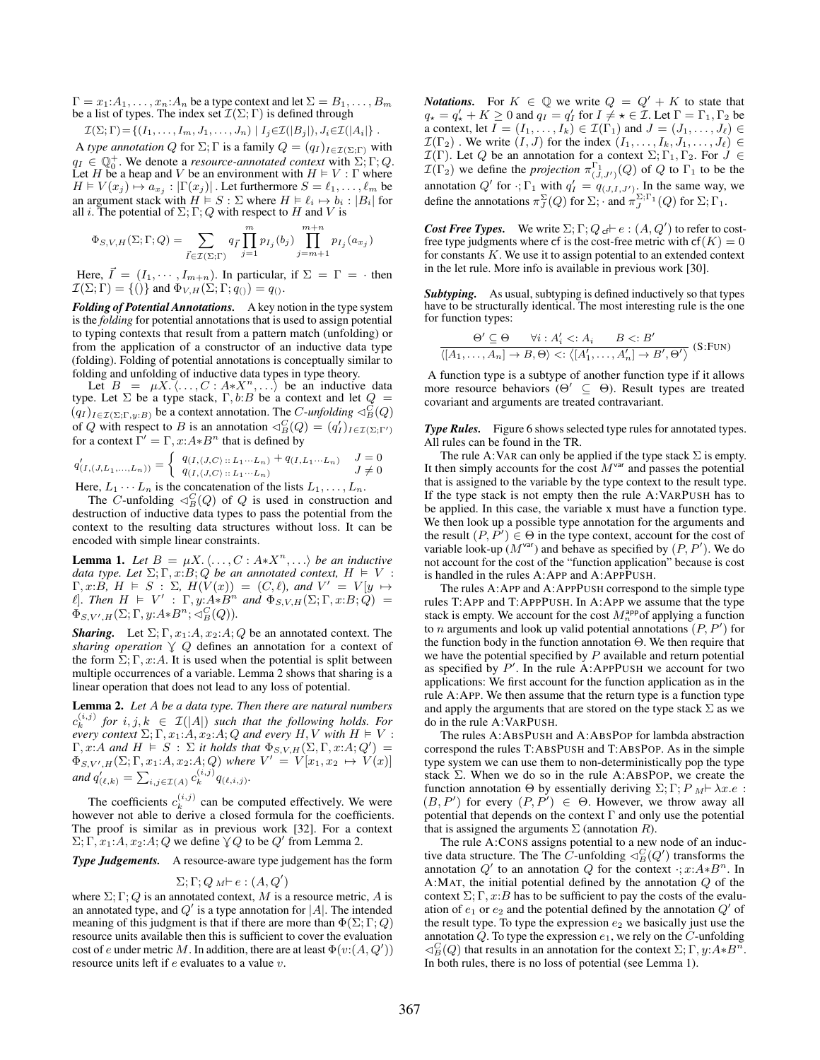$\Gamma = x_1{:}A_1, \ldots, x_n{:}A_n$ be a type context and let $\Sigma = B_1, \ldots, B_m$ be a list of types. The index set $\mathcal{I}(\Sigma;\Gamma)$ is defined through

$$\mathcal{I}(\Sigma;\Gamma) = \{(I_1, \ldots, I_m, J_1, \ldots, J_n) \mid I_j \in \mathcal{I}(|B_j|), J_i \in \mathcal{I}(|A_i|\} .$$

A *type annotation* $Q$ for $\Sigma;\Gamma$ is a family $Q = (q_I)_{I \in \mathcal{I}(\Sigma;\Gamma)}$ with $q_I \in \mathbb{Q}_0^+$. We denote a *resource-annotated context* with $\Sigma;\Gamma;Q$. Let $H$ be a heap and $V$ be an environment with $H \vDash V : \Gamma$ where $H \vDash V(x_j) \mapsto a_{x_j} : |\Gamma(x_j)|$ . Let furthermore $S = \ell_1, \ldots, \ell_m$ be an argument stack with $H \vDash S : \Sigma$ where $H \vDash \ell_i \mapsto b_i : |B_i|$ for all $i$. The potential of $\Sigma;\Gamma;Q$ with respect to $H$ and $V$ is

$$\Phi_{S,V,H}(\Sigma;\Gamma;Q) = \sum_{\vec{I} \in \mathcal{I}(\Sigma;\Gamma)} q_{\vec{I}} \prod_{j=1}^{m} p_{I_j}(b_j) \prod_{j=m+1}^{m+n} p_{I_j}(a_{x_j})$$

Here, $\vec{I} = (I_1, \cdots, I_{m+n})$. In particular, if $\Sigma = \Gamma = \cdot$ then $\mathcal{I}(\Sigma;\Gamma) = \{()\}$ and $\Phi_{V,H}(\Sigma;\Gamma;q_{()}) = q_{()}$.

***Folding of Potential Annotations.*** A key notion in the type system is the *folding* for potential annotations that is used to assign potential to typing contexts that result from a pattern match (unfolding) or from the application of a constructor of an inductive data type (folding). Folding of potential annotations is conceptually similar to folding and unfolding of inductive data types in type theory.

Let $B = \mu X.\langle \ldots, C : A{*}X^n, \ldots\rangle$ be an inductive data type. Let $\Sigma$ be a type stack, $\Gamma, b{:}B$ be a context and let $Q = (q_I)_{I \in \mathcal{I}(\Sigma;\Gamma,y:B)}$ be a context annotation. The $C$-*unfolding* $\lhd_B^C(Q)$ of $Q$ with respect to $B$ is an annotation $\lhd_B^C(Q) = (q'_I)_{I \in \mathcal{I}(\Sigma;\Gamma')}$ for a context $\Gamma' = \Gamma, x{:}A{*}B^n$ that is defined by

$$q'_{(I,(J,L_1,\ldots,L_n))} = \begin{cases} q_{(I,\langle J,C\rangle :: L_1 \cdots L_n)} + q_{(I,L_1 \cdots L_n)} & J = 0 \\ q_{(I,\langle J,C\rangle :: L_1 \cdots L_n)} & J \neq 0 \end{cases}$$

Here, $L_1 \cdots L_n$ is the concatenation of the lists $L_1, \ldots, L_n$.

The $C$-unfolding $\lhd_B^C(Q)$ of $Q$ is used in construction and destruction of inductive data types to pass the potential from the context to the resulting data structures without loss. It can be encoded with simple linear constraints.

**Lemma 1.** *Let $B = \mu X.\langle \ldots, C : A{*}X^n, \ldots\rangle$ be an inductive data type. Let $\Sigma;\Gamma, x{:}B;Q$ be an annotated context, $H \vDash V : \Gamma, x{:}B$, $H \vDash S : \Sigma$, $H(V(x)) = (C, \ell)$, and $V' = V[y \mapsto \ell]$. Then $H \vDash V' : \Gamma, y{:}A{*}B^n$ and $\Phi_{S,V,H}(\Sigma;\Gamma, x{:}B;Q) = \Phi_{S,V',H}(\Sigma;\Gamma, y{:}A{*}B^n; \lhd_B^C(Q))$.*

***Sharing.*** Let $\Sigma;\Gamma, x_1{:}A, x_2{:}A;Q$ be an annotated context. The *sharing operation* $\curlyvee Q$ defines an annotation for a context of the form $\Sigma;\Gamma, x{:}A$. It is used when the potential is split between multiple occurrences of a variable. Lemma 2 shows that sharing is a linear operation that does not lead to any loss of potential.

**Lemma 2.** *Let $A$ be a data type. Then there are natural numbers $c_k^{(i,j)}$ for $i, j, k \in \mathcal{I}(|A|)$ such that the following holds. For every context $\Sigma;\Gamma, x_1{:}A, x_2{:}A;Q$ and every $H, V$ with $H \vDash V : \Gamma, x{:}A$ and $H \vDash S : \Sigma$ it holds that $\Phi_{S,V,H}(\Sigma, \Gamma, x{:}A;Q') = \Phi_{S,V',H}(\Sigma;\Gamma, x_1{:}A, x_2{:}A;Q)$ where $V' = V[x_1, x_2 \mapsto V(x)]$ and $q'_{(\ell,k)} = \sum_{i,j \in \mathcal{I}(A)} c_k^{(i,j)} q_{(\ell,i,j)}$.*

The coefficients $c_k^{(i,j)}$ can be computed effectively. We were however not able to derive a closed formula for the coefficients. The proof is similar as in previous work [32]. For a context $\Sigma;\Gamma, x_1{:}A, x_2{:}A;Q$ we define $\curlyvee Q$ to be $Q'$ from Lemma 2.

***Type Judgements.*** A resource-aware type judgement has the form

$$\Sigma;\Gamma;Q \;{}_M\!\vdash e : (A, Q')$$

where $\Sigma;\Gamma;Q$ is an annotated context, $M$ is a resource metric, $A$ is an annotated type, and $Q'$ is a type annotation for $|A|$. The intended meaning of this judgment is that if there are more than $\Phi(\Sigma;\Gamma;Q)$ resource units available then this is sufficient to cover the evaluation cost of $e$ under metric $M$. In addition, there are at least $\Phi(v{:}(A, Q'))$ resource units left if $e$ evaluates to a value $v$.

***Notations.*** For $K \in \mathbb{Q}$ we write $Q = Q' + K$ to state that $q_\star = q'_\star + K \geq 0$ and $q_I = q'_I$ for $I \neq \star \in \mathcal{I}$. Let $\Gamma = \Gamma_1, \Gamma_2$ be a context, let $I = (I_1, \ldots, I_k) \in \mathcal{I}(\Gamma_1)$ and $J = (J_1, \ldots, J_\ell) \in \mathcal{I}(\Gamma_2)$ . We write $(I, J)$ for the index $(I_1, \ldots, I_k, J_1, \ldots, J_\ell) \in \mathcal{I}(\Gamma)$. Let $Q$ be an annotation for a context $\Sigma;\Gamma_1, \Gamma_2$. For $J \in \mathcal{I}(\Gamma_2)$ we define the *projection* $\pi^{\Gamma_1}_{(J,J')}(Q)$ of $Q$ to $\Gamma_1$ to be the annotation $Q'$ for $\cdot;\Gamma_1$ with $q'_I = q_{(J,I,J')}$. In the same way, we define the annotations $\pi^{\Sigma}_J(Q)$ for $\Sigma;\cdot$ and $\pi^{\Sigma;\Gamma_1}_J(Q)$ for $\Sigma;\Gamma_1$.

***Cost Free Types.*** We write $\Sigma;\Gamma;Q \;{}_{\mathsf{cf}}\!\vdash e : (A, Q')$ to refer to cost-free type judgments where cf is the cost-free metric with $\mathsf{cf}(K) = 0$ for constants $K$. We use it to assign potential to an extended context in the let rule. More info is available in previous work [30].

***Subtyping.*** As usual, subtyping is defined inductively so that types have to be structurally identical. The most interesting rule is the one for function types:

$$\frac{\Theta' \subseteq \Theta \qquad \forall i : A'_i <: A_i \qquad B <: B'}{\langle [A_1, \ldots, A_n] \to B, \Theta\rangle <: \langle [A'_1, \ldots, A'_n] \to B', \Theta'\rangle} \;(\text{S:Fun})$$

A function type is a subtype of another function type if it allows more resource behaviors ($\Theta' \subseteq \Theta$). Result types are treated covariant and arguments are treated contravariant.

***Type Rules.*** Figure 6 shows selected type rules for annotated types. All rules can be found in the TR.

The rule A:Var can only be applied if the type stack $\Sigma$ is empty. It then simply accounts for the cost $M^{\mathsf{var}}$ and passes the potential that is assigned to the variable by the type context to the result type. If the type stack is not empty then the rule A:VarPush has to be applied. In this case, the variable x must have a function type. We then look up a possible type annotation for the arguments and the result $(P, P') \in \Theta$ in the type context, account for the cost of variable look-up ($M^{\mathsf{var}}$) and behave as specified by $(P, P')$. We do not account for the cost of the "function application" because is cost is handled in the rules A:App and A:AppPush.

The rules A:App and A:AppPush correspond to the simple type rules T:App and T:AppPush. In A:App we assume that the type stack is empty. We account for the cost $M_n^{\mathsf{app}}$of applying a function to $n$ arguments and look up valid potential annotations $(P, P')$ for the function body in the function annotation $\Theta$. We then require that we have the potential specified by $P$ available and return potential as specified by $P'$. In the rule A:AppPush we account for two applications: We first account for the function application as in the rule A:App. We then assume that the return type is a function type and apply the arguments that are stored on the type stack $\Sigma$ as we do in the rule A:VarPush.

The rules A:AbsPush and A:AbsPop for lambda abstraction correspond the rules T:AbsPush and T:AbsPop. As in the simple type system we can use them to non-deterministically pop the type stack $\Sigma$. When we do so in the rule A:AbsPop, we create the function annotation $\Theta$ by essentially deriving $\Sigma;\Gamma;P \;{}_M\!\vdash \lambda x.e : (B, P')$ for every $(P, P') \in \Theta$. However, we throw away all potential that depends on the context $\Gamma$ and only use the potential that is assigned the arguments $\Sigma$ (annotation $R$).

The rule A:Cons assigns potential to a new node of an inductive data structure. The The $C$-unfolding $\lhd_B^C(Q')$ transforms the annotation $Q'$ to an annotation $Q$ for the context $\cdot;x{:}A{*}B^n$. In A:Mat, the initial potential defined by the annotation $Q$ of the context $\Sigma;\Gamma, x{:}B$ has to be sufficient to pay the costs of the evaluation of $e_1$ or $e_2$ and the potential defined by the annotation $Q'$ of the result type. To type the expression $e_2$ we basically just use the annotation $Q$. To type the expression $e_1$, we rely on the $C$-unfolding $\lhd_B^C(Q)$ that results in an annotation for the context $\Sigma;\Gamma, y{:}A{*}B^n$. In both rules, there is no loss of potential (see Lemma 1).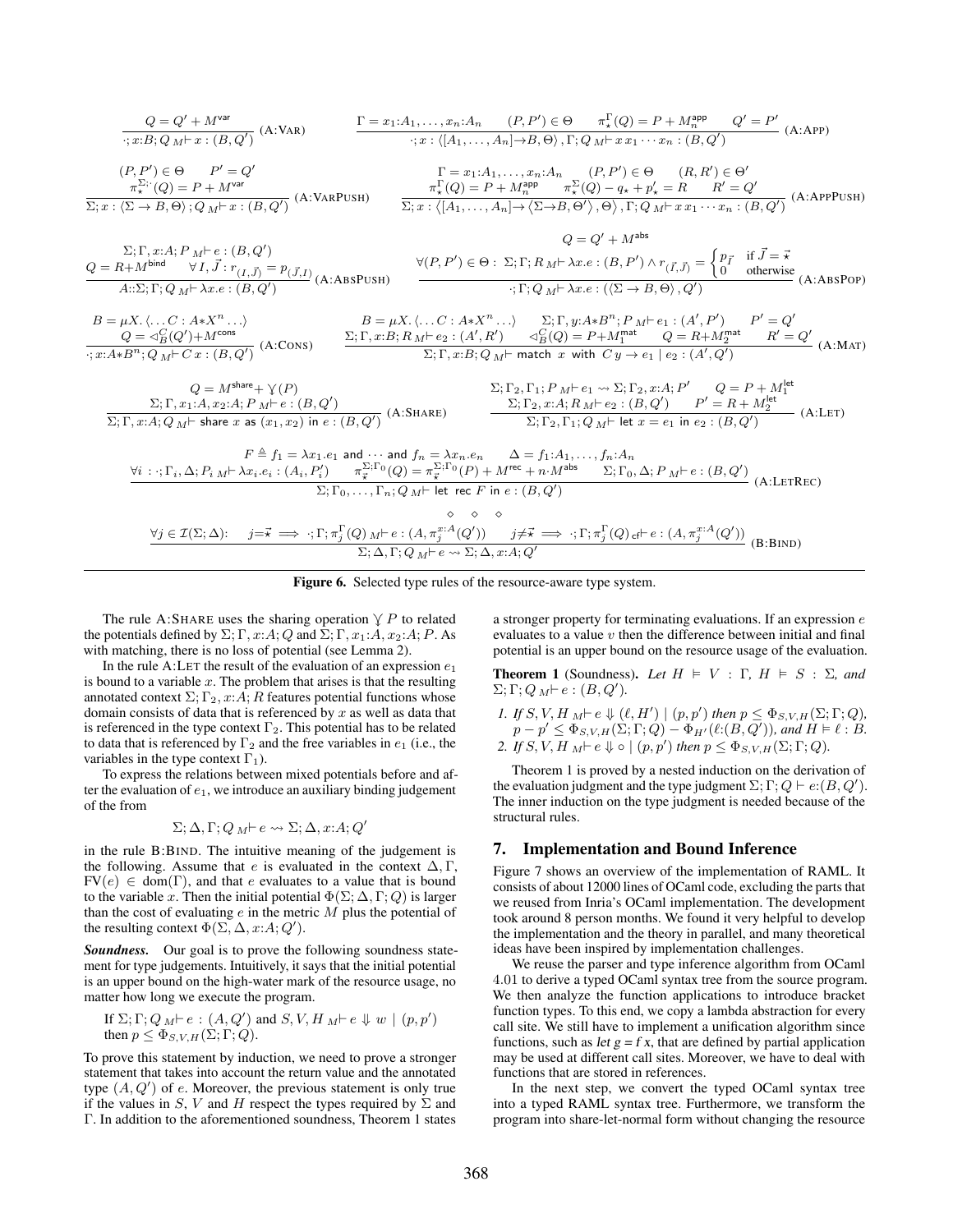$$\frac{Q = Q' + M^{\mathsf{var}}}{\cdot; x{:}B; Q \;{}_M\!\vdash x : (B, Q')} \text{ (A:VAR)} \qquad \frac{\Gamma = x_1{:}A_1, \ldots, x_n{:}A_n \quad (P, P') \in \Theta \quad \pi^{\Gamma}_{\star}(Q) = P + M^{\mathsf{app}}_n \quad Q' = P'}{\cdot; x : \langle [A_1, \ldots, A_n] \to B, \Theta \rangle, \Gamma; Q \;{}_M\!\vdash x\, x_1 \cdots x_n : (B, Q')} \text{ (A:APP)}$$

$$\frac{(P, P') \in \Theta \quad P' = Q' \quad \pi^{\Sigma;\cdot}_{\star}(Q) = P + M^{\mathsf{var}}}{\Sigma; x : \langle \Sigma \to B, \Theta \rangle ; Q \;{}_M\!\vdash x : (B, Q')} \text{ (A:VARPUSH)} \qquad \frac{\Gamma = x_1{:}A_1, \ldots, x_n{:}A_n \quad (P, P') \in \Theta \quad (R, R') \in \Theta' \quad \pi^{\Gamma}_{\star}(Q) = P + M^{\mathsf{app}}_n \quad \pi^{\Sigma}_{\star}(Q) - q_\star + p'_\star = R \quad R' = Q'}{\Sigma; x : \langle [A_1, \ldots, A_n] \to \langle \Sigma \to B, \Theta' \rangle, \Theta \rangle, \Gamma; Q \;{}_M\!\vdash x\, x_1 \cdots x_n : (B, Q')} \text{ (A:APPPUSH)}$$

$$\frac{\Sigma; \Gamma, x{:}A; P \;{}_M\!\vdash e : (B, Q') \quad Q = R + M^{\mathsf{bind}} \quad \forall I, \vec{J} : r_{(I,\vec{J})} = p_{(\vec{J}, I)}}{A{::}\Sigma; \Gamma; Q \;{}_M\!\vdash \lambda x.e : (B, Q')} \text{ (A:ABSPUSH)} \qquad \frac{Q = Q' + M^{\mathsf{abs}} \quad \forall (P, P') \in \Theta : \; \Sigma; \Gamma; R \;{}_M\!\vdash \lambda x.e : (B, P') \wedge r_{(\vec{I}, \vec{J})} = \begin{cases} p_{\vec{I}} & \text{if } \vec{J} = \vec{\star} \\ 0 & \text{otherwise} \end{cases}}{\cdot; \Gamma; Q \;{}_M\!\vdash \lambda x.e : (\langle \Sigma \to B, \Theta \rangle, Q')} \text{ (A:ABSPOP)}$$

$$\frac{B = \mu X. \langle \ldots C : A {*} X^n \ldots \rangle \quad Q = \lhd^C_B(Q') + M^{\mathsf{cons}}}{\cdot; x{:}A{*}B^n; Q \;{}_M\!\vdash C\, x : (B, Q')} \text{ (A:CONS)} \qquad \frac{B = \mu X. \langle \ldots C : A {*} X^n \ldots \rangle \quad \Sigma; \Gamma, y{:}A{*}B^n; P \;{}_M\!\vdash e_1 : (A', P') \quad P' = Q' \quad \Sigma; \Gamma, x{:}B; R \;{}_M\!\vdash e_2 : (A', R') \quad \lhd^C_B(Q) = P + M^{\mathsf{mat}}_1 \quad Q = R + M^{\mathsf{mat}}_2 \quad R' = Q'}{\Sigma; \Gamma, x{:}B; Q \;{}_M\!\vdash \mathsf{match}\ x\ \mathsf{with}\ C\, y \to e_1 \mid e_2 : (A', Q')} \text{ (A:MAT)}$$

$$\frac{Q = M^{\mathsf{share}} + \curlyvee(P) \quad \Sigma; \Gamma, x_1{:}A, x_2{:}A; P \;{}_M\!\vdash e : (B, Q')}{\Sigma; \Gamma, x{:}A; Q \;{}_M\!\vdash \mathsf{share}\ x\ \mathsf{as}\ (x_1, x_2)\ \mathsf{in}\ e : (B, Q')} \text{ (A:SHARE)} \qquad \frac{\Sigma; \Gamma_2, \Gamma_1; P \;{}_M\!\vdash e_1 \rightsquigarrow \Sigma; \Gamma_2, x{:}A; P' \quad Q = P + M^{\mathsf{let}}_1 \quad \Sigma; \Gamma_2, x{:}A; R \;{}_M\!\vdash e_2 : (B, Q') \quad P' = R + M^{\mathsf{let}}_2}{\Sigma; \Gamma_2, \Gamma_1; Q \;{}_M\!\vdash \mathsf{let}\ x = e_1\ \mathsf{in}\ e_2 : (B, Q')} \text{ (A:LET)}$$

$$\frac{F \triangleq f_1 = \lambda x_1.e_1 \text{ and } \cdots \text{ and } f_n = \lambda x_n.e_n \quad \Delta = f_1{:}A_1, \ldots, f_n{:}A_n \quad \forall i : \cdot; \Gamma_i, \Delta; P_i \;{}_M\!\vdash \lambda x_i.e_i : (A_i, P'_i) \quad \pi^{\Sigma;\Gamma_0}_{\star}(Q) = \pi^{\Sigma;\Gamma_0}_{\star}(P) + M^{\mathsf{rec}} + n{\cdot}M^{\mathsf{abs}} \quad \Sigma; \Gamma_0, \Delta; P \;{}_M\!\vdash e : (B, Q')}{\Sigma; \Gamma_0, \ldots, \Gamma_n; Q \;{}_M\!\vdash \mathsf{let\ rec}\ F\ \mathsf{in}\ e : (B, Q')} \text{ (A:LETREC)}$$

$$\diamond \quad \diamond \quad \diamond$$

$$\frac{\forall j \in \mathcal{I}(\Sigma; \Delta): \quad j = \vec{\star} \implies \cdot; \Gamma; \pi^{\Gamma}_j(Q) \;{}_M\!\vdash e : (A, \pi^{x:A}_j(Q')) \qquad j \neq \vec{\star} \implies \cdot; \Gamma; \pi^{\Gamma}_j(Q) \;{}_{\mathsf{cf}}\!\vdash e : (A, \pi^{x:A}_j(Q'))}{\Sigma; \Delta, \Gamma; Q \;{}_M\!\vdash e \rightsquigarrow \Sigma; \Delta, x{:}A; Q'} \text{ (B:BIND)}$$

**Figure 6.** Selected type rules of the resource-aware type system.

The rule A:SHARE uses the sharing operation $\curlyvee P$ to related the potentials defined by $\Sigma; \Gamma, x{:}A; Q$ and $\Sigma; \Gamma, x_1{:}A, x_2{:}A; P$. As with matching, there is no loss of potential (see Lemma 2).

In the rule A:LET the result of the evaluation of an expression $e_1$ is bound to a variable $x$. The problem that arises is that the resulting annotated context $\Sigma; \Gamma_2, x{:}A; R$ features potential functions whose domain consists of data that is referenced by $x$ as well as data that is referenced in the type context $\Gamma_2$. This potential has to be related to data that is referenced by $\Gamma_2$ and the free variables in $e_1$ (i.e., the variables in the type context $\Gamma_1$).

To express the relations between mixed potentials before and after the evaluation of $e_1$, we introduce an auxiliary binding judgement of the from

$$\Sigma; \Delta, \Gamma; Q \;{}_M\!\vdash e \rightsquigarrow \Sigma; \Delta, x{:}A; Q'$$

in the rule B:BIND. The intuitive meaning of the judgement is the following. Assume that $e$ is evaluated in the context $\Delta, \Gamma$, $\mathrm{FV}(e) \in \mathrm{dom}(\Gamma)$, and that $e$ evaluates to a value that is bound to the variable $x$. Then the initial potential $\Phi(\Sigma; \Delta, \Gamma; Q)$ is larger than the cost of evaluating $e$ in the metric $M$ plus the potential of the resulting context $\Phi(\Sigma, \Delta, x{:}A; Q')$.

***Soundness.*** Our goal is to prove the following soundness statement for type judgements. Intuitively, it says that the initial potential is an upper bound on the high-water mark of the resource usage, no matter how long we execute the program.

If $\Sigma; \Gamma; Q \;{}_M\!\vdash e : (A, Q')$ and $S, V, H \;{}_M\!\vdash e \Downarrow w \mid (p, p')$ then $p \leq \Phi_{S,V,H}(\Sigma; \Gamma; Q)$.

To prove this statement by induction, we need to prove a stronger statement that takes into account the return value and the annotated type $(A, Q')$ of $e$. Moreover, the previous statement is only true if the values in $S$, $V$ and $H$ respect the types required by $\Sigma$ and $\Gamma$. In addition to the aforementioned soundness, Theorem 1 states a stronger property for terminating evaluations. If an expression $e$ evaluates to a value $v$ then the difference between initial and final potential is an upper bound on the resource usage of the evaluation.

**Theorem 1** (Soundness). *Let $H \vDash V : \Gamma$, $H \vDash S : \Sigma$, and $\Sigma; \Gamma; Q \;{}_M\!\vdash e : (B, Q')$.*

1. *If $S, V, H \;{}_M\!\vdash e \Downarrow (\ell, H') \mid (p, p')$ then $p \leq \Phi_{S,V,H}(\Sigma; \Gamma; Q)$, $p - p' \leq \Phi_{S,V,H}(\Sigma; \Gamma; Q) - \Phi_{H'}(\ell{:}(B, Q'))$, and $H \vDash \ell : B$.*
2. *If $S, V, H \;{}_M\!\vdash e \Downarrow \circ \mid (p, p')$ then $p \leq \Phi_{S,V,H}(\Sigma; \Gamma; Q)$.*

Theorem 1 is proved by a nested induction on the derivation of the evaluation judgment and the type judgment $\Sigma; \Gamma; Q \vdash e{:}(B, Q')$. The inner induction on the type judgment is needed because of the structural rules.

## 7. Implementation and Bound Inference

Figure 7 shows an overview of the implementation of RAML. It consists of about 12000 lines of OCaml code, excluding the parts that we reused from Inria's OCaml implementation. The development took around 8 person months. We found it very helpful to develop the implementation and the theory in parallel, and many theoretical ideas have been inspired by implementation challenges.

We reuse the parser and type inference algorithm from OCaml 4.01 to derive a typed OCaml syntax tree from the source program. We then analyze the function applications to introduce bracket function types. To this end, we copy a lambda abstraction for every call site. We still have to implement a unification algorithm since functions, such as *let g = f x*, that are defined by partial application may be used at different call sites. Moreover, we have to deal with functions that are stored in references.

In the next step, we convert the typed OCaml syntax tree into a typed RAML syntax tree. Furthermore, we transform the program into share-let-normal form without changing the resource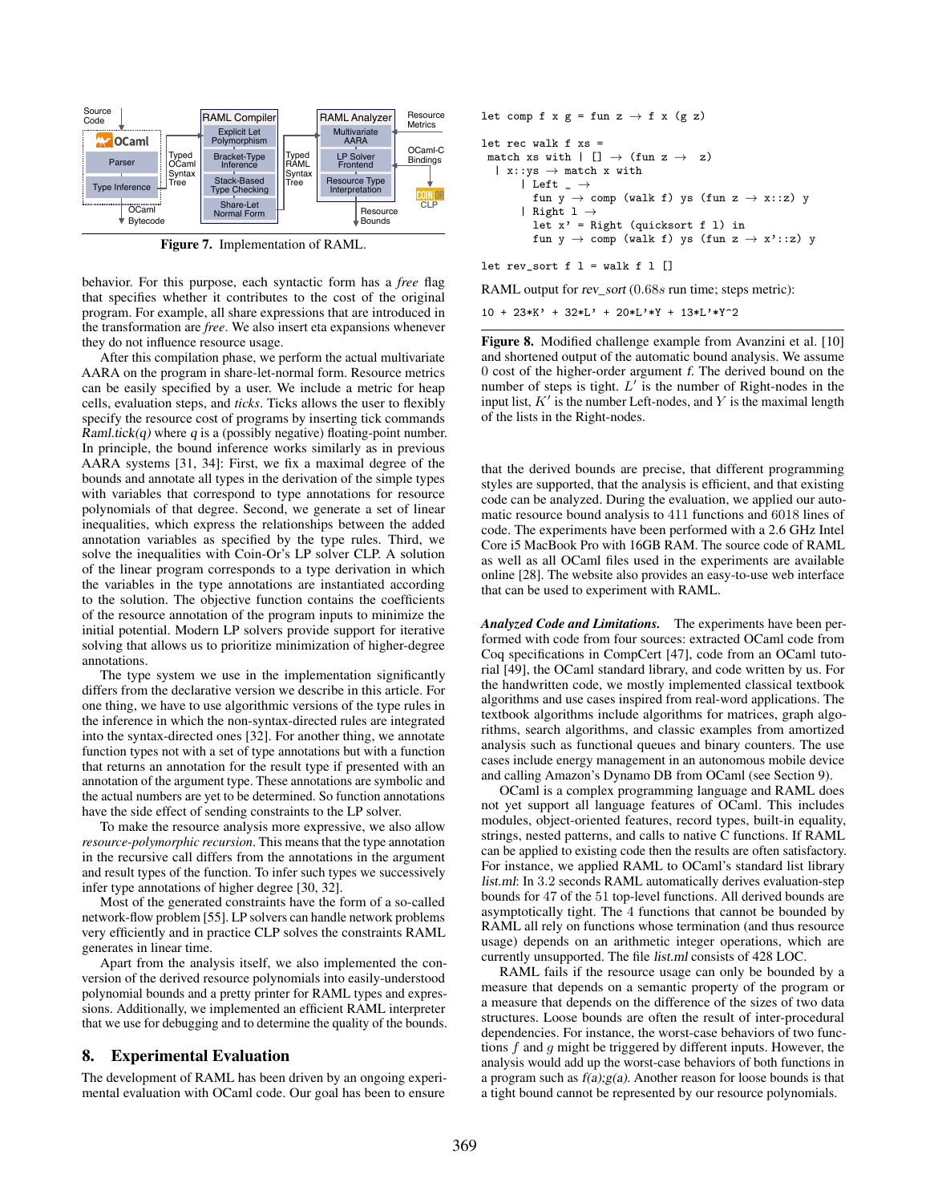Source Code

OCaml

Parser

Type Inference

Typed OCaml Syntax Tree

OCaml Bytecode

RAML Compiler

Explicit Let Polymorphism

Bracket-Type Inference

Stack-Based Type Checking

Share-Let Normal Form

Typed RAML Syntax Tree

RAML Analyzer

Multivariate AARA

LP Solver Frontend

Resource Type Interpretation

Resource Metrics

OCaml-C Bindings

COIN OR CLP

Resource Bounds

**Figure 7.** Implementation of RAML.

behavior. For this purpose, each syntactic form has a *free* flag that specifies whether it contributes to the cost of the original program. For example, all share expressions that are introduced in the transformation are *free*. We also insert eta expansions whenever they do not influence resource usage.

After this compilation phase, we perform the actual multivariate AARA on the program in share-let-normal form. Resource metrics can be easily specified by a user. We include a metric for heap cells, evaluation steps, and *ticks*. Ticks allows the user to flexibly specify the resource cost of programs by inserting tick commands *Raml.tick(q)* where *q* is a (possibly negative) floating-point number. In principle, the bound inference works similarly as in previous AARA systems [31, 34]: First, we fix a maximal degree of the bounds and annotate all types in the derivation of the simple types with variables that correspond to type annotations for resource polynomials of that degree. Second, we generate a set of linear inequalities, which express the relationships between the added annotation variables as specified by the type rules. Third, we solve the inequalities with Coin-Or's LP solver CLP. A solution of the linear program corresponds to a type derivation in which the variables in the type annotations are instantiated according to the solution. The objective function contains the coefficients of the resource annotation of the program inputs to minimize the initial potential. Modern LP solvers provide support for iterative solving that allows us to prioritize minimization of higher-degree annotations.

The type system we use in the implementation significantly differs from the declarative version we describe in this article. For one thing, we have to use algorithmic versions of the type rules in the inference in which the non-syntax-directed rules are integrated into the syntax-directed ones [32]. For another thing, we annotate function types not with a set of type annotations but with a function that returns an annotation for the result type if presented with an annotation of the argument type. These annotations are symbolic and the actual numbers are yet to be determined. So function annotations have the side effect of sending constraints to the LP solver.

To make the resource analysis more expressive, we also allow *resource-polymorphic recursion*. This means that the type annotation in the recursive call differs from the annotations in the argument and result types of the function. To infer such types we successively infer type annotations of higher degree [30, 32].

Most of the generated constraints have the form of a so-called network-flow problem [55]. LP solvers can handle network problems very efficiently and in practice CLP solves the constraints RAML generates in linear time.

Apart from the analysis itself, we also implemented the conversion of the derived resource polynomials into easily-understood polynomial bounds and a pretty printer for RAML types and expressions. Additionally, we implemented an efficient RAML interpreter that we use for debugging and to determine the quality of the bounds.

## 8. Experimental Evaluation

The development of RAML has been driven by an ongoing experimental evaluation with OCaml code. Our goal has been to ensure

```
let comp f x g = fun z → f x (g z)

let rec walk f xs =
match xs with | [] → (fun z → z)
  | x::ys → match x with
      | Left _ →
        fun y → comp (walk f) ys (fun z → x::z) y
      | Right l →
        let x' = Right (quicksort f l) in
        fun y → comp (walk f) ys (fun z → x'::z) y

let rev_sort f l = walk f l []
```

RAML output for *rev_sort* ($0.68s$ run time; steps metric):

```
10 + 23*K' + 32*L' + 20*L'*Y + 13*L'*Y^2
```

**Figure 8.** Modified challenge example from Avanzini et al. [10] and shortened output of the automatic bound analysis. We assume $0$ cost of the higher-order argument *f*. The derived bound on the number of steps is tight. $L'$ is the number of Right-nodes in the input list, $K'$ is the number Left-nodes, and $Y$ is the maximal length of the lists in the Right-nodes.

that the derived bounds are precise, that different programming styles are supported, that the analysis is efficient, and that existing code can be analyzed. During the evaluation, we applied our automatic resource bound analysis to $411$ functions and $6018$ lines of code. The experiments have been performed with a 2.6 GHz Intel Core i5 MacBook Pro with 16GB RAM. The source code of RAML as well as all OCaml files used in the experiments are available online [28]. The website also provides an easy-to-use web interface that can be used to experiment with RAML.

***Analyzed Code and Limitations.*** The experiments have been performed with code from four sources: extracted OCaml code from Coq specifications in CompCert [47], code from an OCaml tutorial [49], the OCaml standard library, and code written by us. For the handwritten code, we mostly implemented classical textbook algorithms and use cases inspired from real-world applications. The textbook algorithms include algorithms for matrices, graph algorithms, search algorithms, and classic examples from amortized analysis such as functional queues and binary counters. The use cases include energy management in an autonomous mobile device and calling Amazon's Dynamo DB from OCaml (see Section 9).

OCaml is a complex programming language and RAML does not yet support all language features of OCaml. This includes modules, object-oriented features, record types, built-in equality, strings, nested patterns, and calls to native C functions. If RAML can be applied to existing code then the results are often satisfactory. For instance, we applied RAML to OCaml's standard list library *list.ml*: In $3.2$ seconds RAML automatically derives evaluation-step bounds for $47$ of the $51$ top-level functions. All derived bounds are asymptotically tight. The $4$ functions that cannot be bounded by RAML all rely on functions whose termination (and thus resource usage) depends on an arithmetic integer operations, which are currently unsupported. The file *list.ml* consists of 428 LOC.

RAML fails if the resource usage can only be bounded by a measure that depends on a semantic property of the program or a measure that depends on the difference of the sizes of two data structures. Loose bounds are often the result of inter-procedural dependencies. For instance, the worst-case behaviors of two functions $f$ and $g$ might be triggered by different inputs. However, the analysis would add up the worst-case behaviors of both functions in a program such as *f(a);g(a)*. Another reason for loose bounds is that a tight bound cannot be represented by our resource polynomials.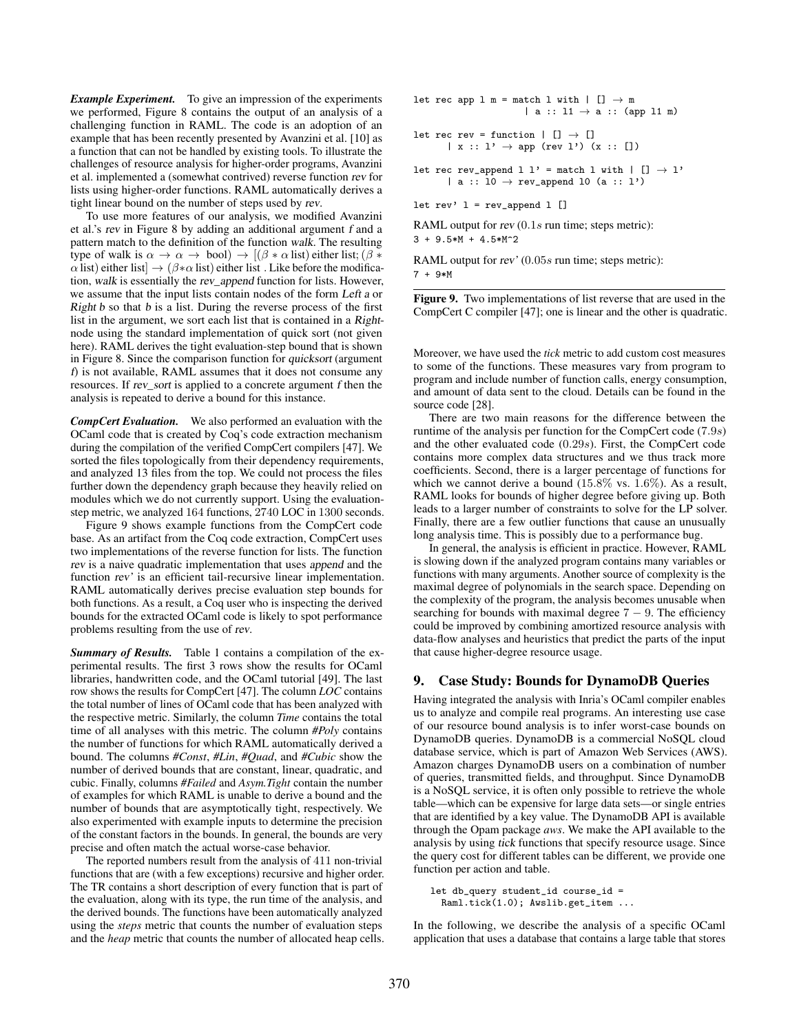***Example Experiment.*** To give an impression of the experiments we performed, Figure 8 contains the output of an analysis of a challenging function in RAML. The code is an adoption of an example that has been recently presented by Avanzini et al. [10] as a function that can not be handled by existing tools. To illustrate the challenges of resource analysis for higher-order programs, Avanzini et al. implemented a (somewhat contrived) reverse function *rev* for lists using higher-order functions. RAML automatically derives a tight linear bound on the number of steps used by *rev*.

To use more features of our analysis, we modified Avanzini et al.'s *rev* in Figure 8 by adding an additional argument *f* and a pattern match to the definition of the function *walk*. The resulting type of walk is $\alpha \to \alpha \to \text{bool}) \to [(\beta * \alpha \text{ list}) \text{ either list}; (\beta * \alpha \text{ list}) \text{ either list}] \to (\beta * \alpha \text{ list}) \text{ either list}$ . Like before the modification, *walk* is essentially the *rev_append* function for lists. However, we assume that the input lists contain nodes of the form *Left a* or *Right b* so that *b* is a list. During the reverse process of the first list in the argument, we sort each list that is contained in a *Right*-node using the standard implementation of quick sort (not given here). RAML derives the tight evaluation-step bound that is shown in Figure 8. Since the comparison function for *quicksort* (argument *f*) is not available, RAML assumes that it does not consume any resources. If *rev_sort* is applied to a concrete argument *f* then the analysis is repeated to derive a bound for this instance.

***CompCert Evaluation.*** We also performed an evaluation with the OCaml code that is created by Coq's code extraction mechanism during the compilation of the verified CompCert compilers [47]. We sorted the files topologically from their dependency requirements, and analyzed 13 files from the top. We could not process the files further down the dependency graph because they heavily relied on modules which we do not currently support. Using the evaluation-step metric, we analyzed 164 functions, 2740 LOC in 1300 seconds.

Figure 9 shows example functions from the CompCert code base. As an artifact from the Coq code extraction, CompCert uses two implementations of the reverse function for lists. The function *rev* is a naive quadratic implementation that uses *append* and the function *rev'* is an efficient tail-recursive linear implementation. RAML automatically derives precise evaluation step bounds for both functions. As a result, a Coq user who is inspecting the derived bounds for the extracted OCaml code is likely to spot performance problems resulting from the use of *rev*.

***Summary of Results.*** Table 1 contains a compilation of the experimental results. The first 3 rows show the results for OCaml libraries, handwritten code, and the OCaml tutorial [49]. The last row shows the results for CompCert [47]. The column *LOC* contains the total number of lines of OCaml code that has been analyzed with the respective metric. Similarly, the column *Time* contains the total time of all analyses with this metric. The column *#Poly* contains the number of functions for which RAML automatically derived a bound. The columns *#Const*, *#Lin*, *#Quad*, and *#Cubic* show the number of derived bounds that are constant, linear, quadratic, and cubic. Finally, columns *#Failed* and *Asym.Tight* contain the number of examples for which RAML is unable to derive a bound and the number of bounds that are asymptotically tight, respectively. We also experimented with example inputs to determine the precision of the constant factors in the bounds. In general, the bounds are very precise and often match the actual worse-case behavior.

The reported numbers result from the analysis of 411 non-trivial functions that are (with a few exceptions) recursive and higher order. The TR contains a short description of every function that is part of the evaluation, along with its type, the run time of the analysis, and the derived bounds. The functions have been automatically analyzed using the *steps* metric that counts the number of evaluation steps and the *heap* metric that counts the number of allocated heap cells.

```
let rec app l m = match l with | [] → m
                  | a :: l1 → a :: (app l1 m)

let rec rev = function | [] → []
      | x :: l' → app (rev l') (x :: [])

let rec rev_append l l' = match l with | [] → l'
      | a :: l0 → rev_append l0 (a :: l')

let rev' l = rev_append l []
```

RAML output for *rev* ($0.1s$ run time; steps metric):

```
3 + 9.5*M + 4.5*M^2
```

RAML output for *rev'* ($0.05s$ run time; steps metric):

```
7 + 9*M
```

**Figure 9.** Two implementations of list reverse that are used in the CompCert C compiler [47]; one is linear and the other is quadratic.

Moreover, we have used the *tick* metric to add custom cost measures to some of the functions. These measures vary from program to program and include number of function calls, energy consumption, and amount of data sent to the cloud. Details can be found in the source code [28].

There are two main reasons for the difference between the runtime of the analysis per function for the CompCert code ($7.9s$) and the other evaluated code ($0.29s$). First, the CompCert code contains more complex data structures and we thus track more coefficients. Second, there is a larger percentage of functions for which we cannot derive a bound ($15.8\%$ vs. $1.6\%$). As a result, RAML looks for bounds of higher degree before giving up. Both leads to a larger number of constraints to solve for the LP solver. Finally, there are a few outlier functions that cause an unusually long analysis time. This is possibly due to a performance bug.

In general, the analysis is efficient in practice. However, RAML is slowing down if the analyzed program contains many variables or functions with many arguments. Another source of complexity is the maximal degree of polynomials in the search space. Depending on the complexity of the program, the analysis becomes unusable when searching for bounds with maximal degree $7 - 9$. The efficiency could be improved by combining amortized resource analysis with data-flow analyses and heuristics that predict the parts of the input that cause higher-degree resource usage.

## 9. Case Study: Bounds for DynamoDB Queries

Having integrated the analysis with Inria's OCaml compiler enables us to analyze and compile real programs. An interesting use case of our resource bound analysis is to infer worst-case bounds on DynamoDB queries. DynamoDB is a commercial NoSQL cloud database service, which is part of Amazon Web Services (AWS). Amazon charges DynamoDB users on a combination of number of queries, transmitted fields, and throughput. Since DynamoDB is a NoSQL service, it is often only possible to retrieve the whole table—which can be expensive for large data sets—or single entries that are identified by a key value. The DynamoDB API is available through the Opam package *aws*. We make the API available to the analysis by using *tick* functions that specify resource usage. Since the query cost for different tables can be different, we provide one function per action and table.

```
let db_query student_id course_id =
  Raml.tick(1.0); Awslib.get_item ...
```

In the following, we describe the analysis of a specific OCaml application that uses a database that contains a large table that stores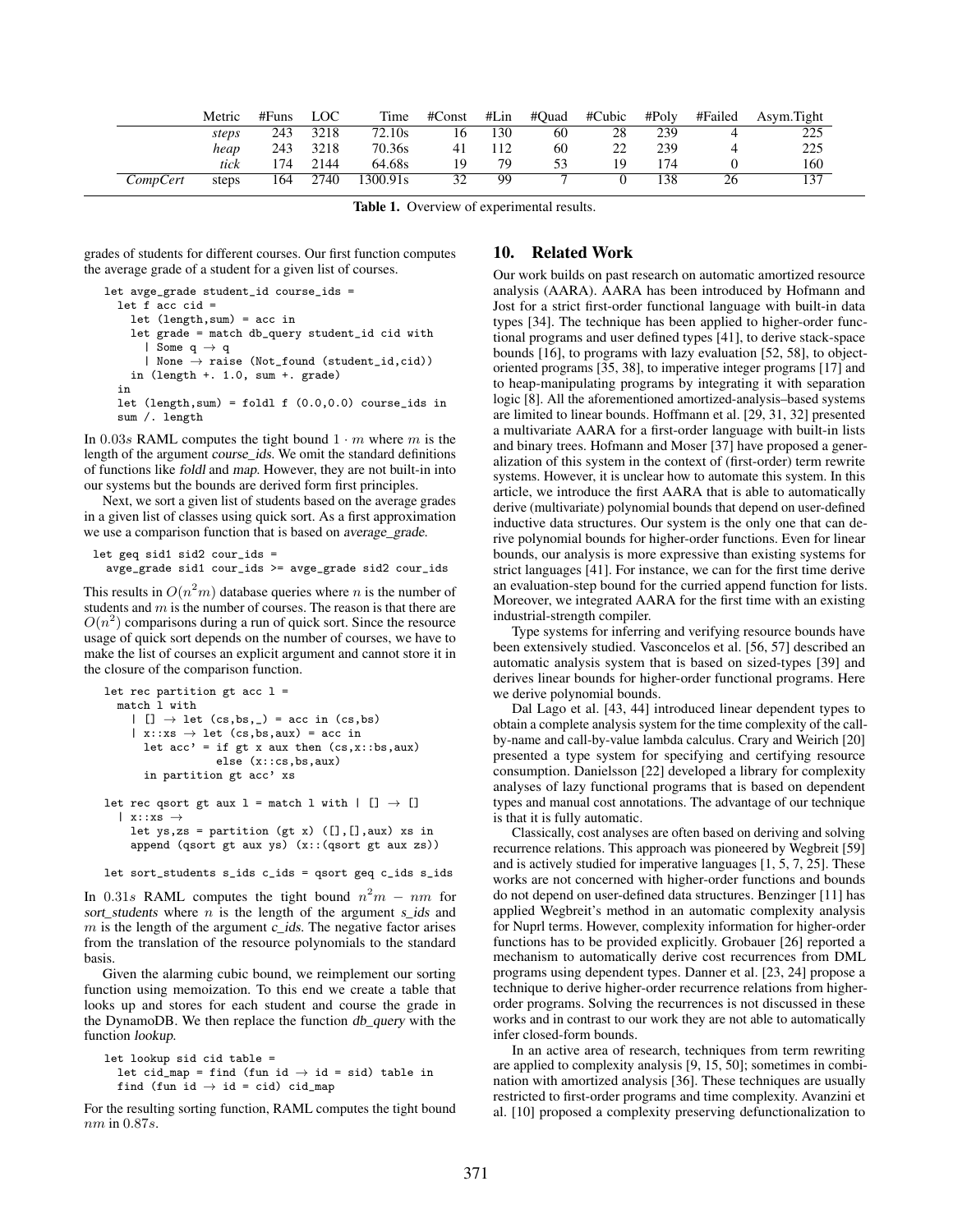|  | Metric | #Funs | LOC | Time | #Const | #Lin | #Quad | #Cubic | #Poly | #Failed | Asym.Tight |
|---|---|---|---|---|---|---|---|---|---|---|---|
|  | *steps* | 243 | 3218 | 72.10s | 16 | 130 | 60 | 28 | 239 | 4 | 225 |
|  | *heap* | 243 | 3218 | 70.36s | 41 | 112 | 60 | 22 | 239 | 4 | 225 |
|  | *tick* | 174 | 2144 | 64.68s | 19 | 79 | 53 | 19 | 174 | 0 | 160 |
| *CompCert* | steps | 164 | 2740 | 1300.91s | 32 | 99 | 7 | 0 | 138 | 26 | 137 |

**Table 1.** Overview of experimental results.

grades of students for different courses. Our first function computes the average grade of a student for a given list of courses.

```
let avge_grade student_id course_ids =
  let f acc cid =
    let (length,sum) = acc in
    let grade = match db_query student_id cid with
      | Some q → q
      | None → raise (Not_found (student_id,cid))
    in (length +. 1.0, sum +. grade)
  in
  let (length,sum) = foldl f (0.0,0.0) course_ids in
  sum /. length
```

In $0.03s$ RAML computes the tight bound $1 \cdot m$ where $m$ is the length of the argument *course_ids*. We omit the standard definitions of functions like *foldl* and *map*. However, they are not built-in into our systems but the bounds are derived form first principles.

Next, we sort a given list of students based on the average grades in a given list of classes using quick sort. As a first approximation we use a comparison function that is based on *average_grade*.

```
let geq sid1 sid2 cour_ids =
  avge_grade sid1 cour_ids >= avge_grade sid2 cour_ids
```

This results in $O(n^2 m)$ database queries where $n$ is the number of students and $m$ is the number of courses. The reason is that there are $O(n^2)$ comparisons during a run of quick sort. Since the resource usage of quick sort depends on the number of courses, we have to make the list of courses an explicit argument and cannot store it in the closure of the comparison function.

```
let rec partition gt acc l =
  match l with
    | [] → let (cs,bs,_) = acc in (cs,bs)
    | x::xs → let (cs,bs,aux) = acc in
      let acc' = if gt x aux then (cs,x::bs,aux)
                 else (x::cs,bs,aux)
      in partition gt acc' xs

let rec qsort gt aux l = match l with | [] → []
  | x::xs →
    let ys,zs = partition (gt x) ([],[],aux) xs in
    append (qsort gt aux ys) (x::(qsort gt aux zs))

let sort_students s_ids c_ids = qsort geq c_ids s_ids
```

In $0.31s$ RAML computes the tight bound $n^2 m - nm$ for *sort_students* where $n$ is the length of the argument *s_ids* and $m$ is the length of the argument *c_ids*. The negative factor arises from the translation of the resource polynomials to the standard basis.

Given the alarming cubic bound, we reimplement our sorting function using memoization. To this end we create a table that looks up and stores for each student and course the grade in the DynamoDB. We then replace the function *db_query* with the function *lookup*.

```
let lookup sid cid table =
  let cid_map = find (fun id → id = sid) table in
  find (fun id → id = cid) cid_map
```

For the resulting sorting function, RAML computes the tight bound $nm$ in $0.87s$.

## 10. Related Work

Our work builds on past research on automatic amortized resource analysis (AARA). AARA has been introduced by Hofmann and Jost for a strict first-order functional language with built-in data types [34]. The technique has been applied to higher-order functional programs and user defined types [41], to derive stack-space bounds [16], to programs with lazy evaluation [52, 58], to object-oriented programs [35, 38], to imperative integer programs [17] and to heap-manipulating programs by integrating it with separation logic [8]. All the aforementioned amortized-analysis–based systems are limited to linear bounds. Hoffmann et al. [29, 31, 32] presented a multivariate AARA for a first-order language with built-in lists and binary trees. Hofmann and Moser [37] have proposed a generalization of this system in the context of (first-order) term rewrite systems. However, it is unclear how to automate this system. In this article, we introduce the first AARA that is able to automatically derive (multivariate) polynomial bounds that depend on user-defined inductive data structures. Our system is the only one that can derive polynomial bounds for higher-order functions. Even for linear bounds, our analysis is more expressive than existing systems for strict languages [41]. For instance, we can for the first time derive an evaluation-step bound for the curried append function for lists. Moreover, we integrated AARA for the first time with an existing industrial-strength compiler.

Type systems for inferring and verifying resource bounds have been extensively studied. Vasconcelos et al. [56, 57] described an automatic analysis system that is based on sized-types [39] and derives linear bounds for higher-order functional programs. Here we derive polynomial bounds.

Dal Lago et al. [43, 44] introduced linear dependent types to obtain a complete analysis system for the time complexity of the call-by-name and call-by-value lambda calculus. Crary and Weirich [20] presented a type system for specifying and certifying resource consumption. Danielsson [22] developed a library for complexity analyses of lazy functional programs that is based on dependent types and manual cost annotations. The advantage of our technique is that it is fully automatic.

Classically, cost analyses are often based on deriving and solving recurrence relations. This approach was pioneered by Wegbreit [59] and is actively studied for imperative languages [1, 5, 7, 25]. These works are not concerned with higher-order functions and bounds do not depend on user-defined data structures. Benzinger [11] has applied Wegbreit's method in an automatic complexity analysis for Nuprl terms. However, complexity information for higher-order functions has to be provided explicitly. Grobauer [26] reported a mechanism to automatically derive cost recurrences from DML programs using dependent types. Danner et al. [23, 24] propose a technique to derive higher-order recurrence relations from higher-order programs. Solving the recurrences is not discussed in these works and in contrast to our work they are not able to automatically infer closed-form bounds.

In an active area of research, techniques from term rewriting are applied to complexity analysis [9, 15, 50]; sometimes in combination with amortized analysis [36]. These techniques are usually restricted to first-order programs and time complexity. Avanzini et al. [10] proposed a complexity preserving defunctionalization to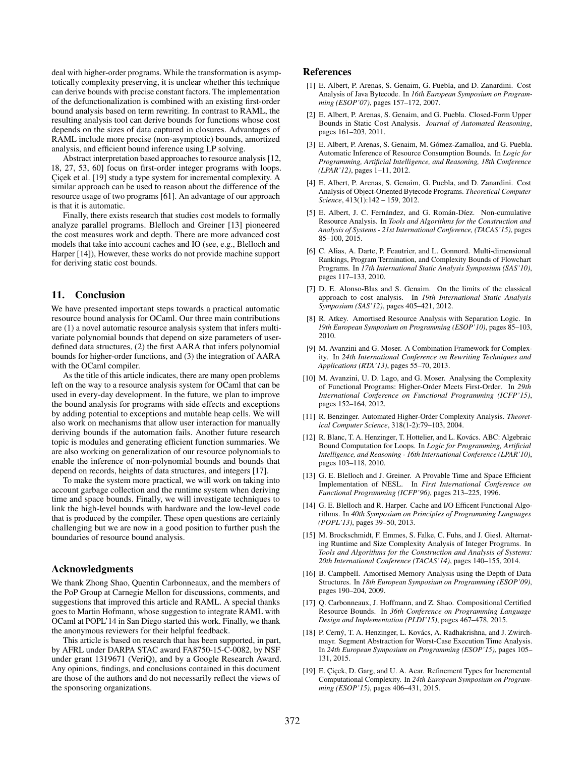deal with higher-order programs. While the transformation is asymptotically complexity preserving, it is unclear whether this technique can derive bounds with precise constant factors. The implementation of the defunctionalization is combined with an existing first-order bound analysis based on term rewriting. In contrast to RAML, the resulting analysis tool can derive bounds for functions whose cost depends on the sizes of data captured in closures. Advantages of RAML include more precise (non-asymptotic) bounds, amortized analysis, and efficient bound inference using LP solving.

Abstract interpretation based approaches to resource analysis [12, 18, 27, 53, 60] focus on first-order integer programs with loops. Çiçek et al. [19] study a type system for incremental complexity. A similar approach can be used to reason about the difference of the resource usage of two programs [61]. An advantage of our approach is that it is automatic.

Finally, there exists research that studies cost models to formally analyze parallel programs. Blelloch and Greiner [13] pioneered the cost measures work and depth. There are more advanced cost models that take into account caches and IO (see, e.g., Blelloch and Harper [14]), However, these works do not provide machine support for deriving static cost bounds.

## 11. Conclusion

We have presented important steps towards a practical automatic resource bound analysis for OCaml. Our three main contributions are (1) a novel automatic resource analysis system that infers multivariate polynomial bounds that depend on size parameters of user-defined data structures, (2) the first AARA that infers polynomial bounds for higher-order functions, and (3) the integration of AARA with the OCaml compiler.

As the title of this article indicates, there are many open problems left on the way to a resource analysis system for OCaml that can be used in every-day development. In the future, we plan to improve the bound analysis for programs with side effects and exceptions by adding potential to exceptions and mutable heap cells. We will also work on mechanisms that allow user interaction for manually deriving bounds if the automation fails. Another future research topic is modules and generating efficient function summaries. We are also working on generalization of our resource polynomials to enable the inference of non-polynomial bounds and bounds that depend on records, heights of data structures, and integers [17].

To make the system more practical, we will work on taking into account garbage collection and the runtime system when deriving time and space bounds. Finally, we will investigate techniques to link the high-level bounds with hardware and the low-level code that is produced by the compiler. These open questions are certainly challenging but we are now in a good position to further push the boundaries of resource bound analysis.

## Acknowledgments

We thank Zhong Shao, Quentin Carbonneaux, and the members of the PoP Group at Carnegie Mellon for discussions, comments, and suggestions that improved this article and RAML. A special thanks goes to Martin Hofmann, whose suggestion to integrate RAML with OCaml at POPL'14 in San Diego started this work. Finally, we thank the anonymous reviewers for their helpful feedback.

This article is based on research that has been supported, in part, by AFRL under DARPA STAC award FA8750-15-C-0082, by NSF under grant 1319671 (VeriQ), and by a Google Research Award. Any opinions, findings, and conclusions contained in this document are those of the authors and do not necessarily reflect the views of the sponsoring organizations.

## References

[1] E. Albert, P. Arenas, S. Genaim, G. Puebla, and D. Zanardini. Cost Analysis of Java Bytecode. In *16th European Symposium on Programming (ESOP'07)*, pages 157–172, 2007.

[2] E. Albert, P. Arenas, S. Genaim, and G. Puebla. Closed-Form Upper Bounds in Static Cost Analysis. *Journal of Automated Reasoning*, pages 161–203, 2011.

[3] E. Albert, P. Arenas, S. Genaim, M. Gómez-Zamalloa, and G. Puebla. Automatic Inference of Resource Consumption Bounds. In *Logic for Programming, Artificial Intelligence, and Reasoning, 18th Conference (LPAR'12)*, pages 1–11, 2012.

[4] E. Albert, P. Arenas, S. Genaim, G. Puebla, and D. Zanardini. Cost Analysis of Object-Oriented Bytecode Programs. *Theoretical Computer Science*, 413(1):142 – 159, 2012.

[5] E. Albert, J. C. Fernández, and G. Román-Díez. Non-cumulative Resource Analysis. In *Tools and Algorithms for the Construction and Analysis of Systems - 21st International Conference, (TACAS'15)*, pages 85–100, 2015.

[6] C. Alias, A. Darte, P. Feautrier, and L. Gonnord. Multi-dimensional Rankings, Program Termination, and Complexity Bounds of Flowchart Programs. In *17th International Static Analysis Symposium (SAS'10)*, pages 117–133, 2010.

[7] D. E. Alonso-Blas and S. Genaim. On the limits of the classical approach to cost analysis. In *19th International Static Analysis Symposium (SAS'12)*, pages 405–421, 2012.

[8] R. Atkey. Amortised Resource Analysis with Separation Logic. In *19th European Symposium on Programming (ESOP'10)*, pages 85–103, 2010.

[9] M. Avanzini and G. Moser. A Combination Framework for Complexity. In *24th International Conference on Rewriting Techniques and Applications (RTA'13)*, pages 55–70, 2013.

[10] M. Avanzini, U. D. Lago, and G. Moser. Analysing the Complexity of Functional Programs: Higher-Order Meets First-Order. In *29th International Conference on Functional Programming (ICFP'15)*, pages 152–164, 2012.

[11] R. Benzinger. Automated Higher-Order Complexity Analysis. *Theoretical Computer Science*, 318(1-2):79–103, 2004.

[12] R. Blanc, T. A. Henzinger, T. Hottelier, and L. Kovács. ABC: Algebraic Bound Computation for Loops. In *Logic for Programming, Artificial Intelligence, and Reasoning - 16th International Conference (LPAR'10)*, pages 103–118, 2010.

[13] G. E. Blelloch and J. Greiner. A Provable Time and Space Efficient Implementation of NESL. In *First International Conference on Functional Programming (ICFP'96)*, pages 213–225, 1996.

[14] G. E. Blelloch and R. Harper. Cache and I/O Efficent Functional Algorithms. In *40th Symposium on Principles of Programming Languages (POPL'13)*, pages 39–50, 2013.

[15] M. Brockschmidt, F. Emmes, S. Falke, C. Fuhs, and J. Giesl. Alternating Runtime and Size Complexity Analysis of Integer Programs. In *Tools and Algorithms for the Construction and Analysis of Systems: 20th International Conference (TACAS'14)*, pages 140–155, 2014.

[16] B. Campbell. Amortised Memory Analysis using the Depth of Data Structures. In *18th European Symposium on Programming (ESOP'09)*, pages 190–204, 2009.

[17] Q. Carbonneaux, J. Hoffmann, and Z. Shao. Compositional Certified Resource Bounds. In *36th Conference on Programming Language Design and Implementation (PLDI'15)*, pages 467–478, 2015.

[18] P. Cerný, T. A. Henzinger, L. Kovács, A. Radhakrishna, and J. Zwirchmayr. Segment Abstraction for Worst-Case Execution Time Analysis. In *24th European Symposium on Programming (ESOP'15)*, pages 105–131, 2015.

[19] E. Çiçek, D. Garg, and U. A. Acar. Refinement Types for Incremental Computational Complexity. In *24th European Symposium on Programming (ESOP'15)*, pages 406–431, 2015.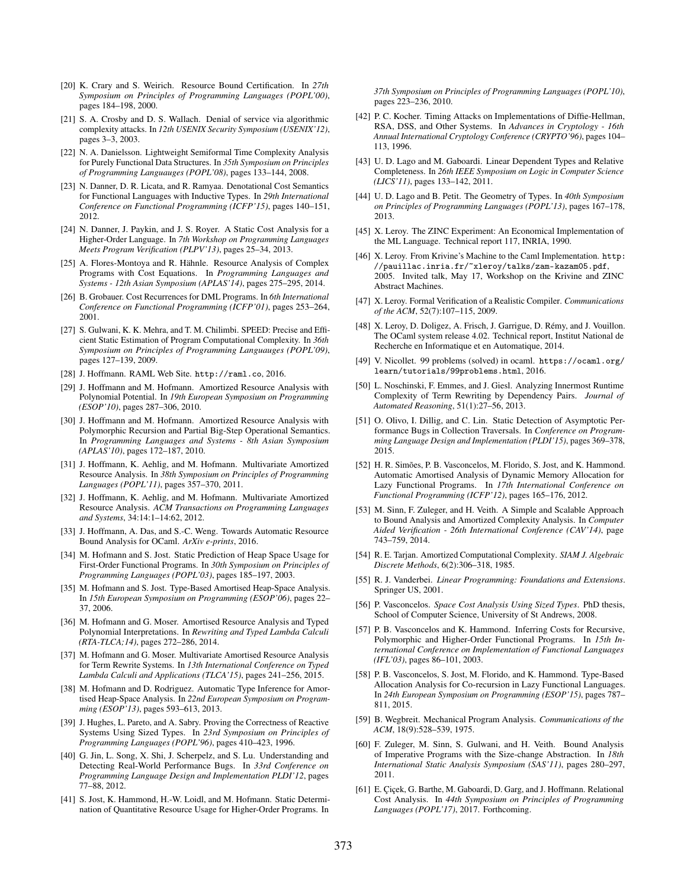[20] K. Crary and S. Weirich. Resource Bound Certification. In *27th Symposium on Principles of Programming Languages (POPL'00)*, pages 184–198, 2000.

[21] S. A. Crosby and D. S. Wallach. Denial of service via algorithmic complexity attacks. In *12th USENIX Security Symposium (USENIX'12)*, pages 3–3, 2003.

[22] N. A. Danielsson. Lightweight Semiformal Time Complexity Analysis for Purely Functional Data Structures. In *35th Symposium on Principles of Programming Languauges (POPL'08)*, pages 133–144, 2008.

[23] N. Danner, D. R. Licata, and R. Ramyaa. Denotational Cost Semantics for Functional Languages with Inductive Types. In *29th International Conference on Functional Programming (ICFP'15)*, pages 140–151, 2012.

[24] N. Danner, J. Paykin, and J. S. Royer. A Static Cost Analysis for a Higher-Order Language. In *7th Workshop on Programming Languages Meets Program Verification (PLPV'13)*, pages 25–34, 2013.

[25] A. Flores-Montoya and R. Hähnle. Resource Analysis of Complex Programs with Cost Equations. In *Programming Languages and Systems - 12th Asian Symposium (APLAS'14)*, pages 275–295, 2014.

[26] B. Grobauer. Cost Recurrences for DML Programs. In *6th International Conference on Functional Programming (ICFP'01)*, pages 253–264, 2001.

[27] S. Gulwani, K. K. Mehra, and T. M. Chilimbi. SPEED: Precise and Efficient Static Estimation of Program Computational Complexity. In *36th Symposium on Principles of Programming Languauges (POPL'09)*, pages 127–139, 2009.

[28] J. Hoffmann. RAML Web Site. `http://raml.co`, 2016.

[29] J. Hoffmann and M. Hofmann. Amortized Resource Analysis with Polynomial Potential. In *19th European Symposium on Programming (ESOP'10)*, pages 287–306, 2010.

[30] J. Hoffmann and M. Hofmann. Amortized Resource Analysis with Polymorphic Recursion and Partial Big-Step Operational Semantics. In *Programming Languages and Systems - 8th Asian Symposium (APLAS'10)*, pages 172–187, 2010.

[31] J. Hoffmann, K. Aehlig, and M. Hofmann. Multivariate Amortized Resource Analysis. In *38th Symposium on Principles of Programming Languages (POPL'11)*, pages 357–370, 2011.

[32] J. Hoffmann, K. Aehlig, and M. Hofmann. Multivariate Amortized Resource Analysis. *ACM Transactions on Programming Languages and Systems*, 34:14:1–14:62, 2012.

[33] J. Hoffmann, A. Das, and S.-C. Weng. Towards Automatic Resource Bound Analysis for OCaml. *ArXiv e-prints*, 2016.

[34] M. Hofmann and S. Jost. Static Prediction of Heap Space Usage for First-Order Functional Programs. In *30th Symposium on Principles of Programming Languages (POPL'03)*, pages 185–197, 2003.

[35] M. Hofmann and S. Jost. Type-Based Amortised Heap-Space Analysis. In *15th European Symposium on Programming (ESOP'06)*, pages 22–37, 2006.

[36] M. Hofmann and G. Moser. Amortised Resource Analysis and Typed Polynomial Interpretations. In *Rewriting and Typed Lambda Calculi (RTA-TLCA;14)*, pages 272–286, 2014.

[37] M. Hofmann and G. Moser. Multivariate Amortised Resource Analysis for Term Rewrite Systems. In *13th International Conference on Typed Lambda Calculi and Applications (TLCA'15)*, pages 241–256, 2015.

[38] M. Hofmann and D. Rodriguez. Automatic Type Inference for Amortised Heap-Space Analysis. In *22nd European Symposium on Programming (ESOP'13)*, pages 593–613, 2013.

[39] J. Hughes, L. Pareto, and A. Sabry. Proving the Correctness of Reactive Systems Using Sized Types. In *23rd Symposium on Principles of Programming Languages (POPL'96)*, pages 410–423, 1996.

[40] G. Jin, L. Song, X. Shi, J. Scherpelz, and S. Lu. Understanding and Detecting Real-World Performance Bugs. In *33rd Conference on Programming Language Design and Implementation PLDI'12*, pages 77–88, 2012.

[41] S. Jost, K. Hammond, H.-W. Loidl, and M. Hofmann. Static Determination of Quantitative Resource Usage for Higher-Order Programs. In *37th Symposium on Principles of Programming Languages (POPL'10)*, pages 223–236, 2010.

[42] P. C. Kocher. Timing Attacks on Implementations of Diffie-Hellman, RSA, DSS, and Other Systems. In *Advances in Cryptology - 16th Annual International Cryptology Conference (CRYPTO'96)*, pages 104–113, 1996.

[43] U. D. Lago and M. Gaboardi. Linear Dependent Types and Relative Completeness. In *26th IEEE Symposium on Logic in Computer Science (LICS'11)*, pages 133–142, 2011.

[44] U. D. Lago and B. Petit. The Geometry of Types. In *40th Symposium on Principles of Programming Languages (POPL'13)*, pages 167–178, 2013.

[45] X. Leroy. The ZINC Experiment: An Economical Implementation of the ML Language. Technical report 117, INRIA, 1990.

[46] X. Leroy. From Krivine's Machine to the Caml Implementation. `http://pauillac.inria.fr/~xleroy/talks/zam-kazam05.pdf`, 2005. Invited talk, May 17, Workshop on the Krivine and ZINC Abstract Machines.

[47] X. Leroy. Formal Verification of a Realistic Compiler. *Communications of the ACM*, 52(7):107–115, 2009.

[48] X. Leroy, D. Doligez, A. Frisch, J. Garrigue, D. Rémy, and J. Vouillon. The OCaml system release 4.02. Technical report, Institut National de Recherche en Informatique et en Automatique, 2014.

[49] V. Nicollet. 99 problems (solved) in ocaml. `https://ocaml.org/learn/tutorials/99problems.html`, 2016.

[50] L. Noschinski, F. Emmes, and J. Giesl. Analyzing Innermost Runtime Complexity of Term Rewriting by Dependency Pairs. *Journal of Automated Reasoning*, 51(1):27–56, 2013.

[51] O. Olivo, I. Dillig, and C. Lin. Static Detection of Asymptotic Performance Bugs in Collection Traversals. In *Conference on Programming Language Design and Implementation (PLDI'15)*, pages 369–378, 2015.

[52] H. R. Simões, P. B. Vasconcelos, M. Florido, S. Jost, and K. Hammond. Automatic Amortised Analysis of Dynamic Memory Allocation for Lazy Functional Programs. In *17th International Conference on Functional Programming (ICFP'12)*, pages 165–176, 2012.

[53] M. Sinn, F. Zuleger, and H. Veith. A Simple and Scalable Approach to Bound Analysis and Amortized Complexity Analysis. In *Computer Aided Verification - 26th International Conference (CAV'14)*, page 743–759, 2014.

[54] R. E. Tarjan. Amortized Computational Complexity. *SIAM J. Algebraic Discrete Methods*, 6(2):306–318, 1985.

[55] R. J. Vanderbei. *Linear Programming: Foundations and Extensions*. Springer US, 2001.

[56] P. Vasconcelos. *Space Cost Analysis Using Sized Types*. PhD thesis, School of Computer Science, University of St Andrews, 2008.

[57] P. B. Vasconcelos and K. Hammond. Inferring Costs for Recursive, Polymorphic and Higher-Order Functional Programs. In *15th International Conference on Implementation of Functional Languages (IFL'03)*, pages 86–101, 2003.

[58] P. B. Vasconcelos, S. Jost, M. Florido, and K. Hammond. Type-Based Allocation Analysis for Co-recursion in Lazy Functional Languages. In *24th European Symposium on Programming (ESOP'15)*, pages 787–811, 2015.

[59] B. Wegbreit. Mechanical Program Analysis. *Communications of the ACM*, 18(9):528–539, 1975.

[60] F. Zuleger, M. Sinn, S. Gulwani, and H. Veith. Bound Analysis of Imperative Programs with the Size-change Abstraction. In *18th International Static Analysis Symposium (SAS'11)*, pages 280–297, 2011.

[61] E. Çiçek, G. Barthe, M. Gaboardi, D. Garg, and J. Hoffmann. Relational Cost Analysis. In *44th Symposium on Principles of Programming Languages (POPL'17)*, 2017. Forthcoming.